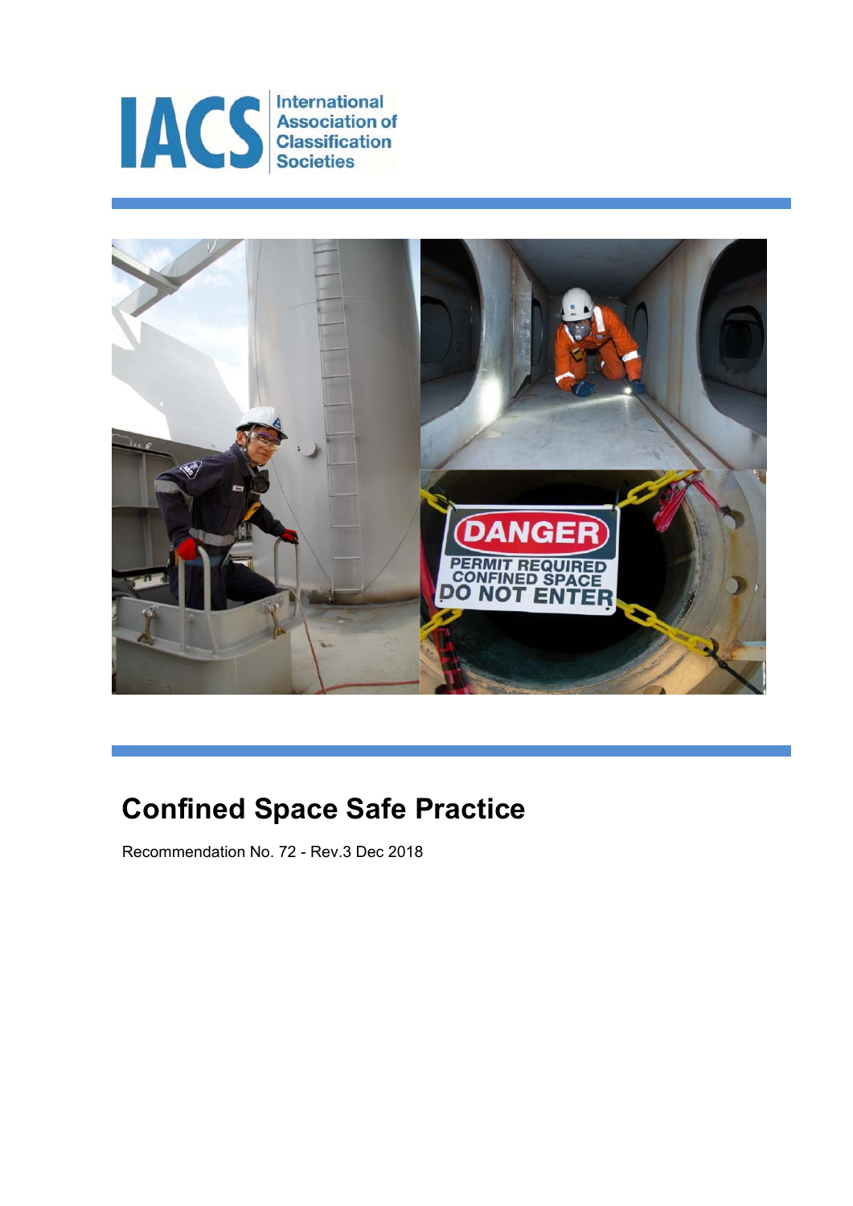IACS International Association of Classification Societies

# Confined Space Safe Practice

Recommendation No. 72 - Rev.3 Dec 2018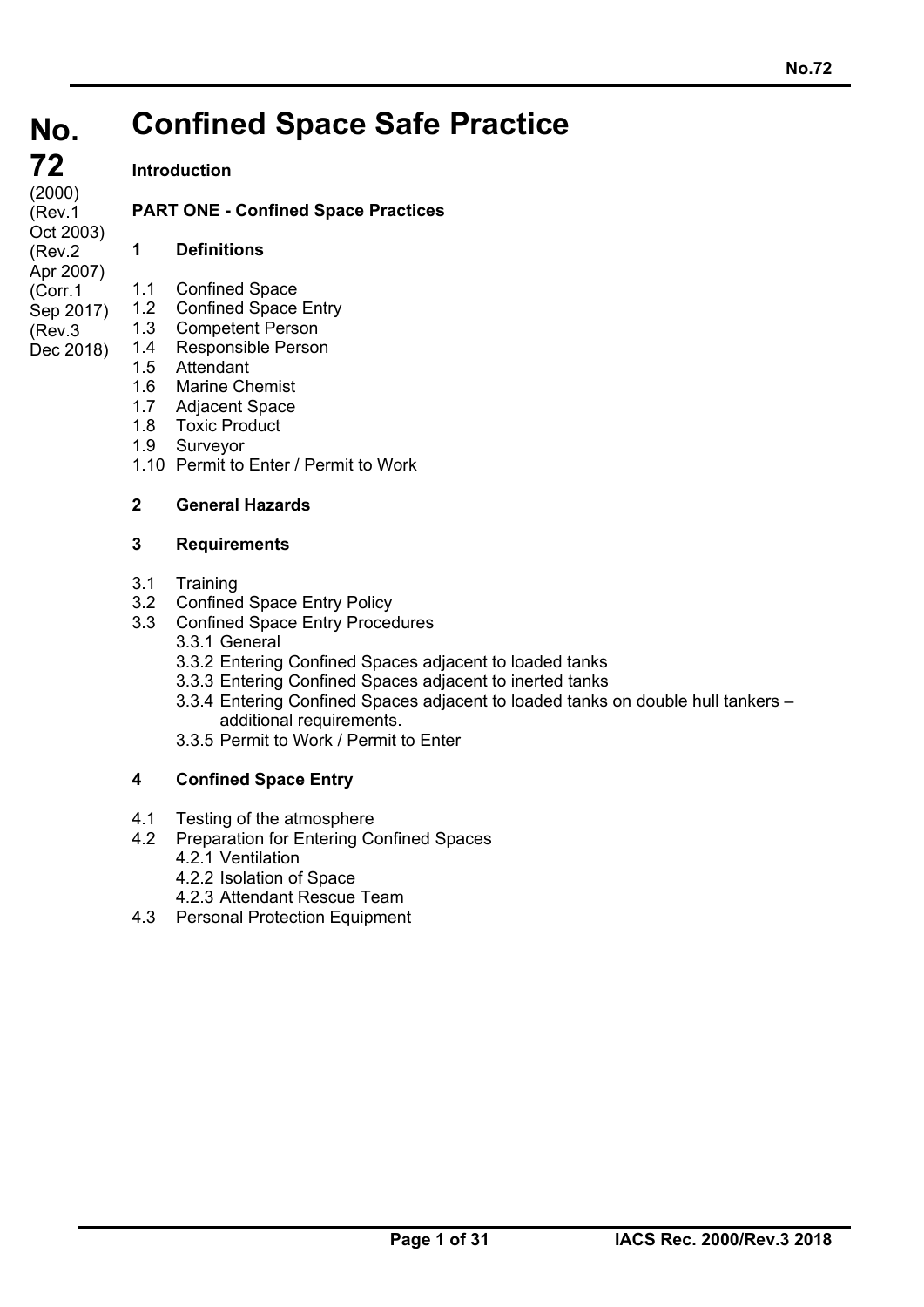# No. 72 Confined Space Safe Practice

(2000)
(Rev.1 Oct 2003)
(Rev.2 Apr 2007)
(Corr.1 Sep 2017)
(Rev.3 Dec 2018)

**Introduction**

**PART ONE - Confined Space Practices**

**1 Definitions**

1.1 Confined Space
1.2 Confined Space Entry
1.3 Competent Person
1.4 Responsible Person
1.5 Attendant
1.6 Marine Chemist
1.7 Adjacent Space
1.8 Toxic Product
1.9 Surveyor
1.10 Permit to Enter / Permit to Work

**2 General Hazards**

**3 Requirements**

3.1 Training
3.2 Confined Space Entry Policy
3.3 Confined Space Entry Procedures
  3.3.1 General
  3.3.2 Entering Confined Spaces adjacent to loaded tanks
  3.3.3 Entering Confined Spaces adjacent to inerted tanks
  3.3.4 Entering Confined Spaces adjacent to loaded tanks on double hull tankers – additional requirements.
  3.3.5 Permit to Work / Permit to Enter

**4 Confined Space Entry**

4.1 Testing of the atmosphere
4.2 Preparation for Entering Confined Spaces
  4.2.1 Ventilation
  4.2.2 Isolation of Space
  4.2.3 Attendant Rescue Team
4.3 Personal Protection Equipment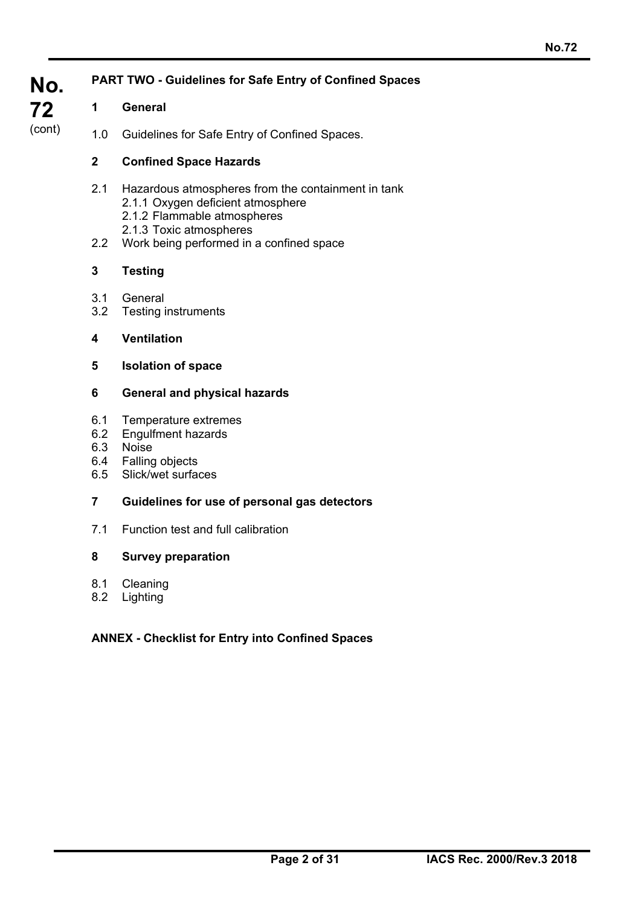**PART TWO - Guidelines for Safe Entry of Confined Spaces**

**1 General**

1.0 Guidelines for Safe Entry of Confined Spaces.

**2 Confined Space Hazards**

2.1 Hazardous atmospheres from the containment in tank
- 2.1.1 Oxygen deficient atmosphere
- 2.1.2 Flammable atmospheres
- 2.1.3 Toxic atmospheres

2.2 Work being performed in a confined space

**3 Testing**

3.1 General
3.2 Testing instruments

**4 Ventilation**

**5 Isolation of space**

**6 General and physical hazards**

6.1 Temperature extremes
6.2 Engulfment hazards
6.3 Noise
6.4 Falling objects
6.5 Slick/wet surfaces

**7 Guidelines for use of personal gas detectors**

7.1 Function test and full calibration

**8 Survey preparation**

8.1 Cleaning
8.2 Lighting

**ANNEX - Checklist for Entry into Confined Spaces**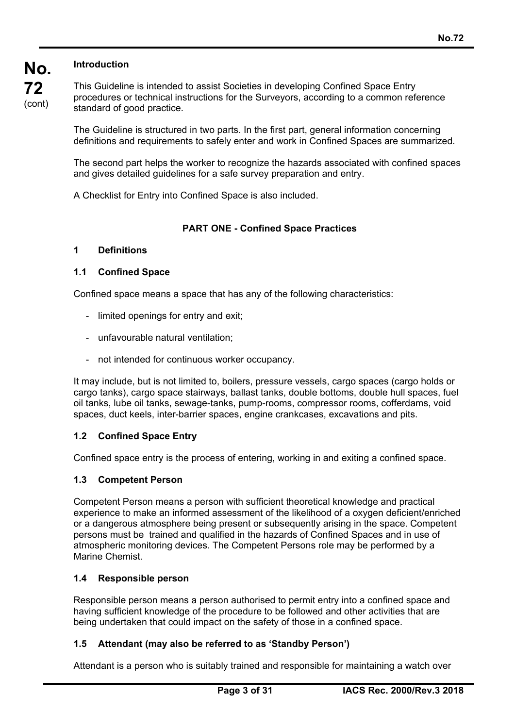## Introduction

This Guideline is intended to assist Societies in developing Confined Space Entry procedures or technical instructions for the Surveyors, according to a common reference standard of good practice.

The Guideline is structured in two parts. In the first part, general information concerning definitions and requirements to safely enter and work in Confined Spaces are summarized.

The second part helps the worker to recognize the hazards associated with confined spaces and gives detailed guidelines for a safe survey preparation and entry.

A Checklist for Entry into Confined Space is also included.

## PART ONE - Confined Space Practices

### 1 Definitions

#### 1.1 Confined Space

Confined space means a space that has any of the following characteristics:

- limited openings for entry and exit;
- unfavourable natural ventilation;
- not intended for continuous worker occupancy.

It may include, but is not limited to, boilers, pressure vessels, cargo spaces (cargo holds or cargo tanks), cargo space stairways, ballast tanks, double bottoms, double hull spaces, fuel oil tanks, lube oil tanks, sewage-tanks, pump-rooms, compressor rooms, cofferdams, void spaces, duct keels, inter-barrier spaces, engine crankcases, excavations and pits.

#### 1.2 Confined Space Entry

Confined space entry is the process of entering, working in and exiting a confined space.

#### 1.3 Competent Person

Competent Person means a person with sufficient theoretical knowledge and practical experience to make an informed assessment of the likelihood of a oxygen deficient/enriched or a dangerous atmosphere being present or subsequently arising in the space. Competent persons must be trained and qualified in the hazards of Confined Spaces and in use of atmospheric monitoring devices. The Competent Persons role may be performed by a Marine Chemist.

#### 1.4 Responsible person

Responsible person means a person authorised to permit entry into a confined space and having sufficient knowledge of the procedure to be followed and other activities that are being undertaken that could impact on the safety of those in a confined space.

#### 1.5 Attendant (may also be referred to as 'Standby Person')

Attendant is a person who is suitably trained and responsible for maintaining a watch over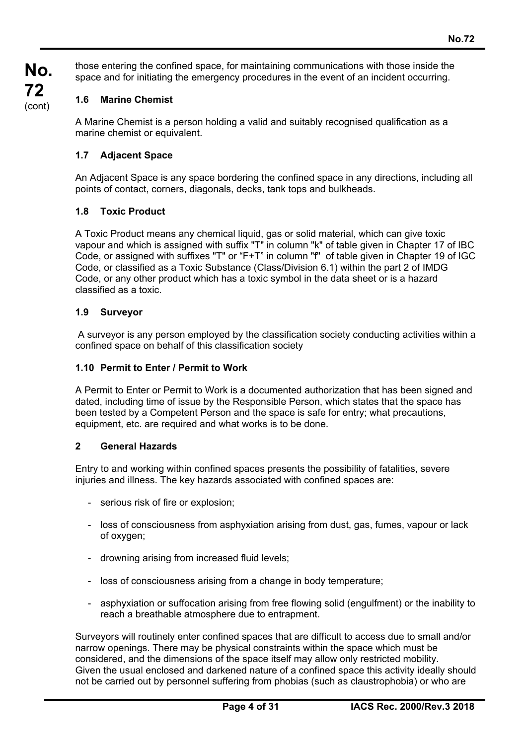those entering the confined space, for maintaining communications with those inside the space and for initiating the emergency procedures in the event of an incident occurring.

### 1.6 Marine Chemist

A Marine Chemist is a person holding a valid and suitably recognised qualification as a marine chemist or equivalent.

### 1.7 Adjacent Space

An Adjacent Space is any space bordering the confined space in any directions, including all points of contact, corners, diagonals, decks, tank tops and bulkheads.

### 1.8 Toxic Product

A Toxic Product means any chemical liquid, gas or solid material, which can give toxic vapour and which is assigned with suffix "T" in column "k" of table given in Chapter 17 of IBC Code, or assigned with suffixes "T" or "F+T" in column "f" of table given in Chapter 19 of IGC Code, or classified as a Toxic Substance (Class/Division 6.1) within the part 2 of IMDG Code, or any other product which has a toxic symbol in the data sheet or is a hazard classified as a toxic.

### 1.9 Surveyor

A surveyor is any person employed by the classification society conducting activities within a confined space on behalf of this classification society

### 1.10 Permit to Enter / Permit to Work

A Permit to Enter or Permit to Work is a documented authorization that has been signed and dated, including time of issue by the Responsible Person, which states that the space has been tested by a Competent Person and the space is safe for entry; what precautions, equipment, etc. are required and what works is to be done.

## 2 General Hazards

Entry to and working within confined spaces presents the possibility of fatalities, severe injuries and illness. The key hazards associated with confined spaces are:

- serious risk of fire or explosion;
- loss of consciousness from asphyxiation arising from dust, gas, fumes, vapour or lack of oxygen;
- drowning arising from increased fluid levels;
- loss of consciousness arising from a change in body temperature;
- asphyxiation or suffocation arising from free flowing solid (engulfment) or the inability to reach a breathable atmosphere due to entrapment.

Surveyors will routinely enter confined spaces that are difficult to access due to small and/or narrow openings. There may be physical constraints within the space which must be considered, and the dimensions of the space itself may allow only restricted mobility. Given the usual enclosed and darkened nature of a confined space this activity ideally should not be carried out by personnel suffering from phobias (such as claustrophobia) or who are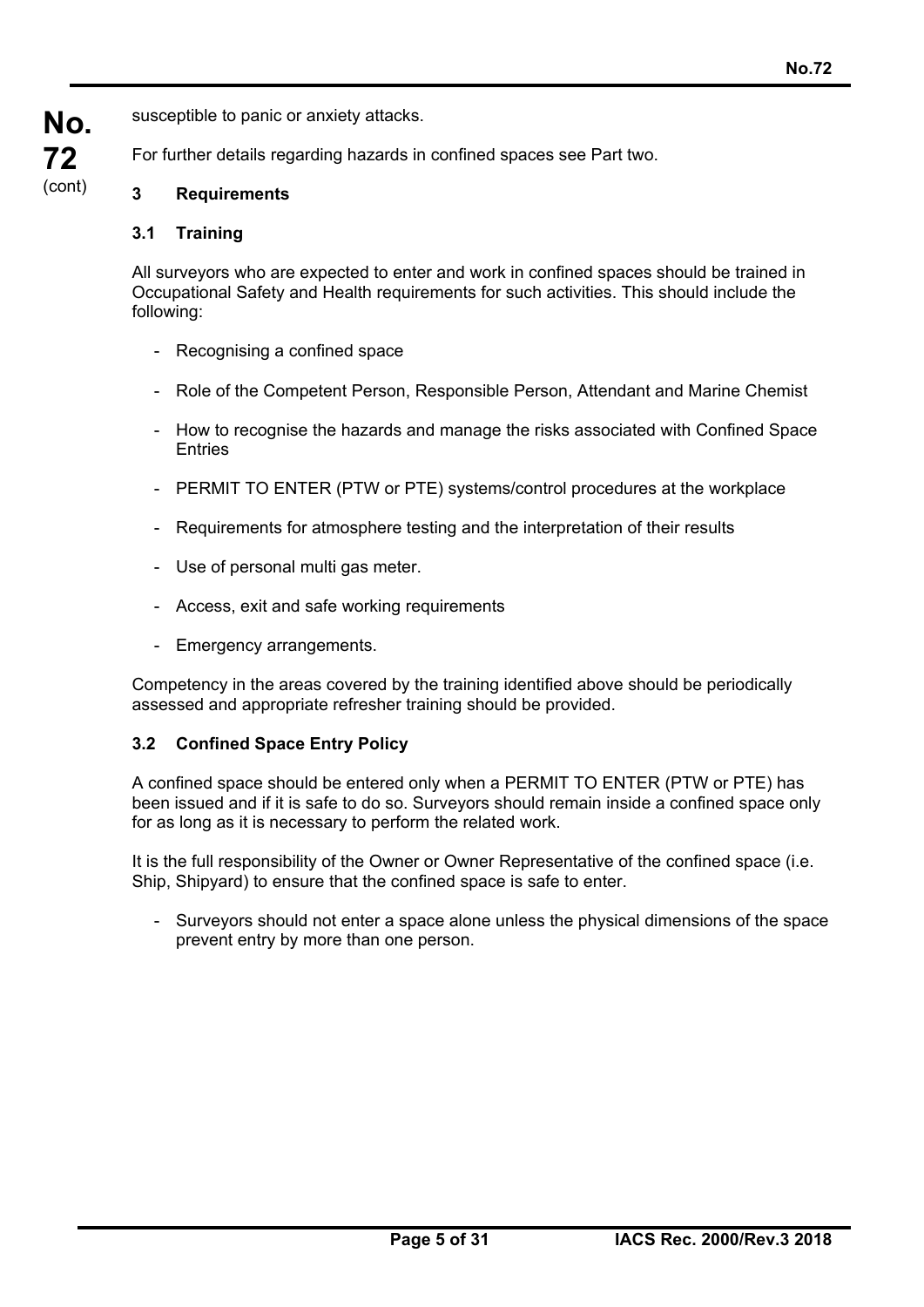susceptible to panic or anxiety attacks.

For further details regarding hazards in confined spaces see Part two.

## 3 Requirements

### 3.1 Training

All surveyors who are expected to enter and work in confined spaces should be trained in Occupational Safety and Health requirements for such activities. This should include the following:

- Recognising a confined space
- Role of the Competent Person, Responsible Person, Attendant and Marine Chemist
- How to recognise the hazards and manage the risks associated with Confined Space Entries
- PERMIT TO ENTER (PTW or PTE) systems/control procedures at the workplace
- Requirements for atmosphere testing and the interpretation of their results
- Use of personal multi gas meter.
- Access, exit and safe working requirements
- Emergency arrangements.

Competency in the areas covered by the training identified above should be periodically assessed and appropriate refresher training should be provided.

### 3.2 Confined Space Entry Policy

A confined space should be entered only when a PERMIT TO ENTER (PTW or PTE) has been issued and if it is safe to do so. Surveyors should remain inside a confined space only for as long as it is necessary to perform the related work.

It is the full responsibility of the Owner or Owner Representative of the confined space (i.e. Ship, Shipyard) to ensure that the confined space is safe to enter.

- Surveyors should not enter a space alone unless the physical dimensions of the space prevent entry by more than one person.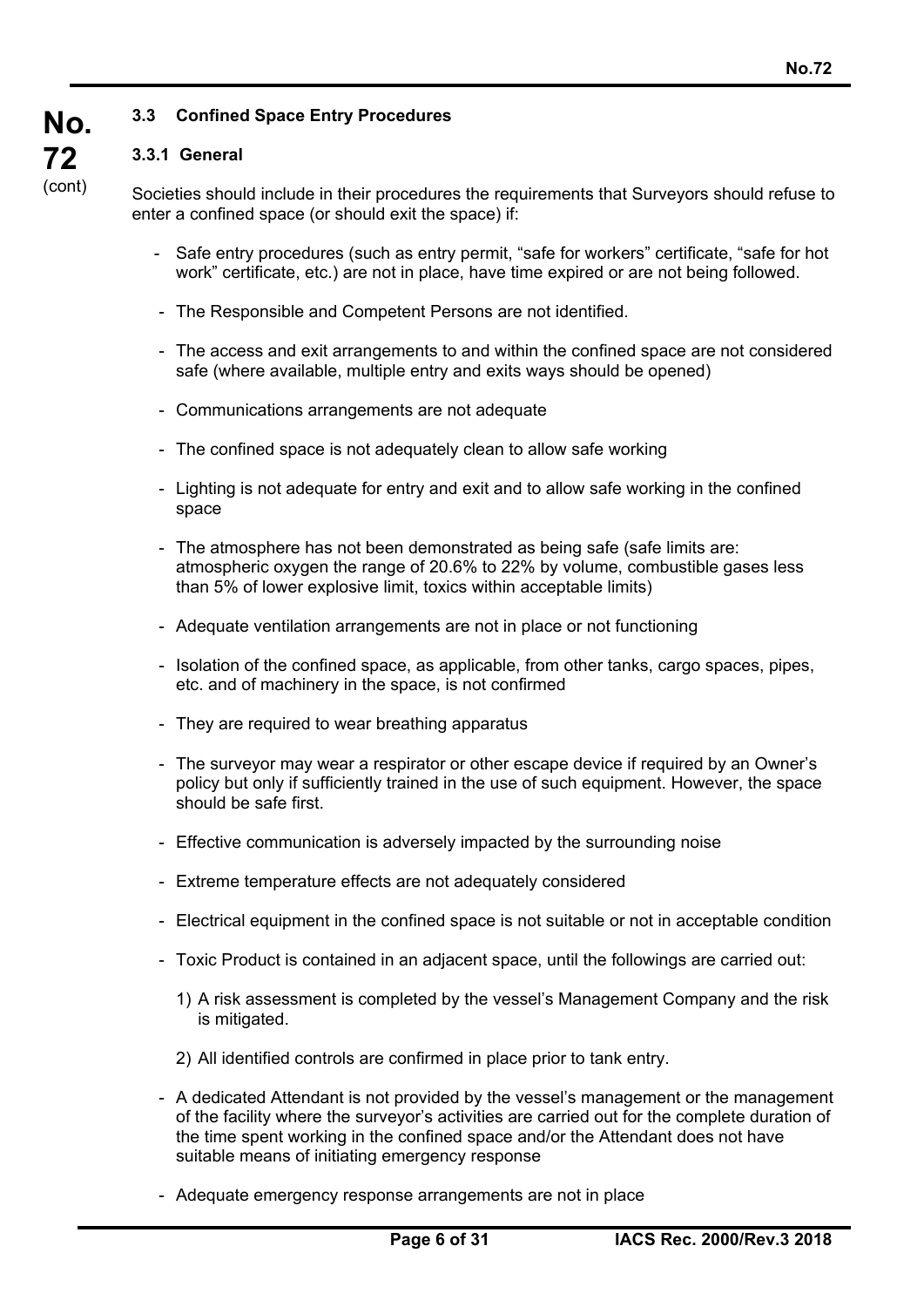### 3.3 Confined Space Entry Procedures

#### 3.3.1 General

Societies should include in their procedures the requirements that Surveyors should refuse to enter a confined space (or should exit the space) if:

- Safe entry procedures (such as entry permit, "safe for workers" certificate, "safe for hot work" certificate, etc.) are not in place, have time expired or are not being followed.
- The Responsible and Competent Persons are not identified.
- The access and exit arrangements to and within the confined space are not considered safe (where available, multiple entry and exits ways should be opened)
- Communications arrangements are not adequate
- The confined space is not adequately clean to allow safe working
- Lighting is not adequate for entry and exit and to allow safe working in the confined space
- The atmosphere has not been demonstrated as being safe (safe limits are: atmospheric oxygen the range of 20.6% to 22% by volume, combustible gases less than 5% of lower explosive limit, toxics within acceptable limits)
- Adequate ventilation arrangements are not in place or not functioning
- Isolation of the confined space, as applicable, from other tanks, cargo spaces, pipes, etc. and of machinery in the space, is not confirmed
- They are required to wear breathing apparatus
- The surveyor may wear a respirator or other escape device if required by an Owner's policy but only if sufficiently trained in the use of such equipment. However, the space should be safe first.
- Effective communication is adversely impacted by the surrounding noise
- Extreme temperature effects are not adequately considered
- Electrical equipment in the confined space is not suitable or not in acceptable condition
- Toxic Product is contained in an adjacent space, until the followings are carried out:
  1) A risk assessment is completed by the vessel's Management Company and the risk is mitigated.
  2) All identified controls are confirmed in place prior to tank entry.
- A dedicated Attendant is not provided by the vessel's management or the management of the facility where the surveyor's activities are carried out for the complete duration of the time spent working in the confined space and/or the Attendant does not have suitable means of initiating emergency response
- Adequate emergency response arrangements are not in place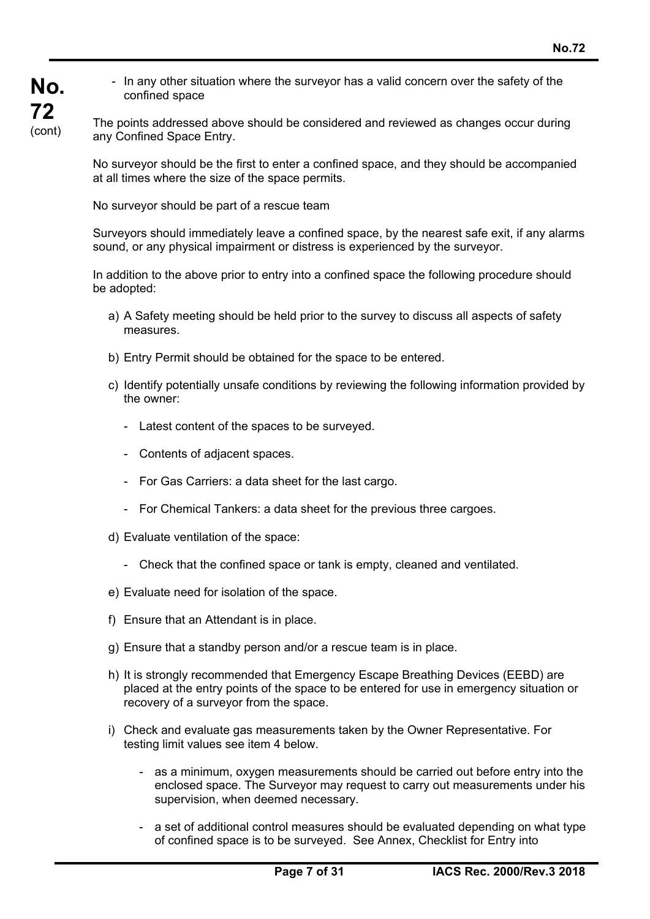- In any other situation where the surveyor has a valid concern over the safety of the confined space

The points addressed above should be considered and reviewed as changes occur during any Confined Space Entry.

No surveyor should be the first to enter a confined space, and they should be accompanied at all times where the size of the space permits.

No surveyor should be part of a rescue team

Surveyors should immediately leave a confined space, by the nearest safe exit, if any alarms sound, or any physical impairment or distress is experienced by the surveyor.

In addition to the above prior to entry into a confined space the following procedure should be adopted:

a) A Safety meeting should be held prior to the survey to discuss all aspects of safety measures.

b) Entry Permit should be obtained for the space to be entered.

c) Identify potentially unsafe conditions by reviewing the following information provided by the owner:

   - Latest content of the spaces to be surveyed.
   - Contents of adjacent spaces.
   - For Gas Carriers: a data sheet for the last cargo.
   - For Chemical Tankers: a data sheet for the previous three cargoes.

d) Evaluate ventilation of the space:

   - Check that the confined space or tank is empty, cleaned and ventilated.

e) Evaluate need for isolation of the space.

f) Ensure that an Attendant is in place.

g) Ensure that a standby person and/or a rescue team is in place.

h) It is strongly recommended that Emergency Escape Breathing Devices (EEBD) are placed at the entry points of the space to be entered for use in emergency situation or recovery of a surveyor from the space.

i) Check and evaluate gas measurements taken by the Owner Representative. For testing limit values see item 4 below.

   - as a minimum, oxygen measurements should be carried out before entry into the enclosed space. The Surveyor may request to carry out measurements under his supervision, when deemed necessary.
   - a set of additional control measures should be evaluated depending on what type of confined space is to be surveyed. See Annex, Checklist for Entry into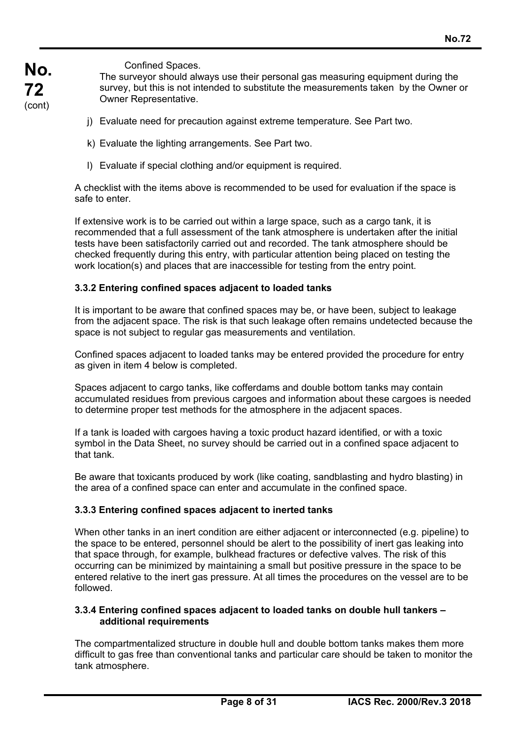Confined Spaces.

The surveyor should always use their personal gas measuring equipment during the survey, but this is not intended to substitute the measurements taken by the Owner or Owner Representative.

j) Evaluate need for precaution against extreme temperature. See Part two.

k) Evaluate the lighting arrangements. See Part two.

l) Evaluate if special clothing and/or equipment is required.

A checklist with the items above is recommended to be used for evaluation if the space is safe to enter.

If extensive work is to be carried out within a large space, such as a cargo tank, it is recommended that a full assessment of the tank atmosphere is undertaken after the initial tests have been satisfactorily carried out and recorded. The tank atmosphere should be checked frequently during this entry, with particular attention being placed on testing the work location(s) and places that are inaccessible for testing from the entry point.

### 3.3.2 Entering confined spaces adjacent to loaded tanks

It is important to be aware that confined spaces may be, or have been, subject to leakage from the adjacent space. The risk is that such leakage often remains undetected because the space is not subject to regular gas measurements and ventilation.

Confined spaces adjacent to loaded tanks may be entered provided the procedure for entry as given in item 4 below is completed.

Spaces adjacent to cargo tanks, like cofferdams and double bottom tanks may contain accumulated residues from previous cargoes and information about these cargoes is needed to determine proper test methods for the atmosphere in the adjacent spaces.

If a tank is loaded with cargoes having a toxic product hazard identified, or with a toxic symbol in the Data Sheet, no survey should be carried out in a confined space adjacent to that tank.

Be aware that toxicants produced by work (like coating, sandblasting and hydro blasting) in the area of a confined space can enter and accumulate in the confined space.

### 3.3.3 Entering confined spaces adjacent to inerted tanks

When other tanks in an inert condition are either adjacent or interconnected (e.g. pipeline) to the space to be entered, personnel should be alert to the possibility of inert gas leaking into that space through, for example, bulkhead fractures or defective valves. The risk of this occurring can be minimized by maintaining a small but positive pressure in the space to be entered relative to the inert gas pressure. At all times the procedures on the vessel are to be followed.

### 3.3.4 Entering confined spaces adjacent to loaded tanks on double hull tankers – additional requirements

The compartmentalized structure in double hull and double bottom tanks makes them more difficult to gas free than conventional tanks and particular care should be taken to monitor the tank atmosphere.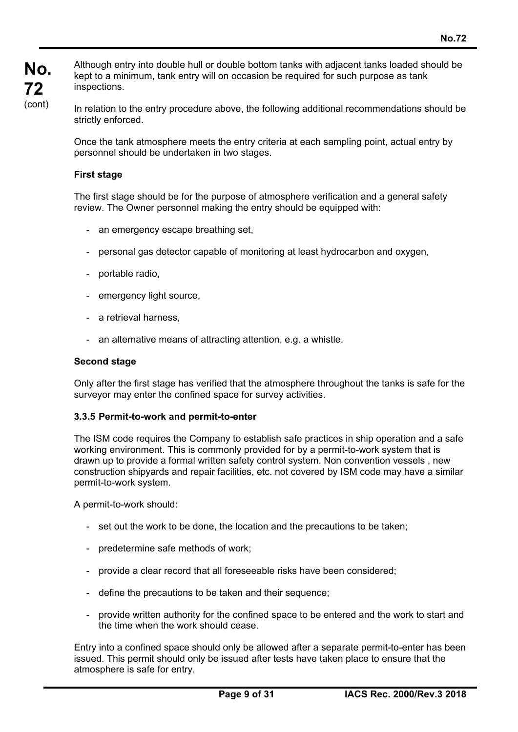Although entry into double hull or double bottom tanks with adjacent tanks loaded should be kept to a minimum, tank entry will on occasion be required for such purpose as tank inspections.

In relation to the entry procedure above, the following additional recommendations should be strictly enforced.

Once the tank atmosphere meets the entry criteria at each sampling point, actual entry by personnel should be undertaken in two stages.

**First stage**

The first stage should be for the purpose of atmosphere verification and a general safety review. The Owner personnel making the entry should be equipped with:

- an emergency escape breathing set,
- personal gas detector capable of monitoring at least hydrocarbon and oxygen,
- portable radio,
- emergency light source,
- a retrieval harness,
- an alternative means of attracting attention, e.g. a whistle.

**Second stage**

Only after the first stage has verified that the atmosphere throughout the tanks is safe for the surveyor may enter the confined space for survey activities.

### 3.3.5 Permit-to-work and permit-to-enter

The ISM code requires the Company to establish safe practices in ship operation and a safe working environment. This is commonly provided for by a permit-to-work system that is drawn up to provide a formal written safety control system. Non convention vessels , new construction shipyards and repair facilities, etc. not covered by ISM code may have a similar permit-to-work system.

A permit-to-work should:

- set out the work to be done, the location and the precautions to be taken;
- predetermine safe methods of work;
- provide a clear record that all foreseeable risks have been considered;
- define the precautions to be taken and their sequence;
- provide written authority for the confined space to be entered and the work to start and the time when the work should cease.

Entry into a confined space should only be allowed after a separate permit-to-enter has been issued. This permit should only be issued after tests have taken place to ensure that the atmosphere is safe for entry.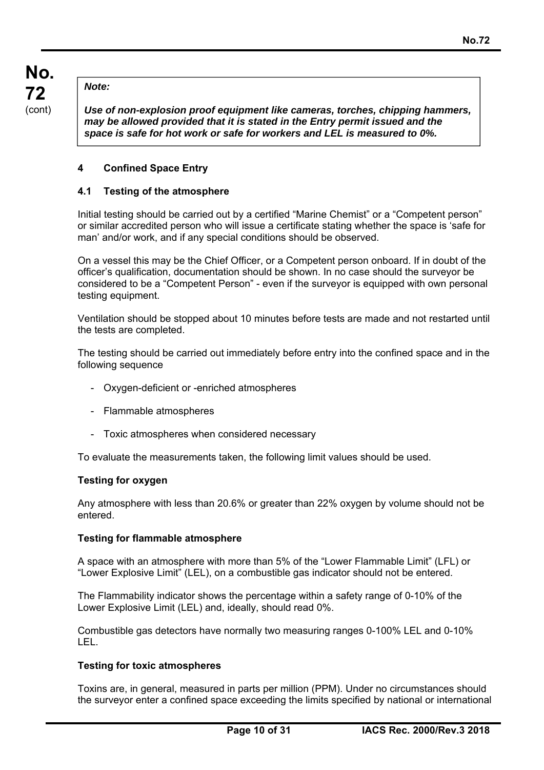> ***Note:***
>
> ***Use of non-explosion proof equipment like cameras, torches, chipping hammers, may be allowed provided that it is stated in the Entry permit issued and the space is safe for hot work or safe for workers and LEL is measured to 0%.***

## 4 Confined Space Entry

### 4.1 Testing of the atmosphere

Initial testing should be carried out by a certified "Marine Chemist" or a "Competent person" or similar accredited person who will issue a certificate stating whether the space is 'safe for man' and/or work, and if any special conditions should be observed.

On a vessel this may be the Chief Officer, or a Competent person onboard. If in doubt of the officer's qualification, documentation should be shown. In no case should the surveyor be considered to be a "Competent Person" - even if the surveyor is equipped with own personal testing equipment.

Ventilation should be stopped about 10 minutes before tests are made and not restarted until the tests are completed.

The testing should be carried out immediately before entry into the confined space and in the following sequence

- Oxygen-deficient or -enriched atmospheres
- Flammable atmospheres
- Toxic atmospheres when considered necessary

To evaluate the measurements taken, the following limit values should be used.

**Testing for oxygen**

Any atmosphere with less than 20.6% or greater than 22% oxygen by volume should not be entered.

**Testing for flammable atmosphere**

A space with an atmosphere with more than 5% of the "Lower Flammable Limit" (LFL) or "Lower Explosive Limit" (LEL), on a combustible gas indicator should not be entered.

The Flammability indicator shows the percentage within a safety range of 0-10% of the Lower Explosive Limit (LEL) and, ideally, should read 0%.

Combustible gas detectors have normally two measuring ranges 0-100% LEL and 0-10% LEL.

**Testing for toxic atmospheres**

Toxins are, in general, measured in parts per million (PPM). Under no circumstances should the surveyor enter a confined space exceeding the limits specified by national or international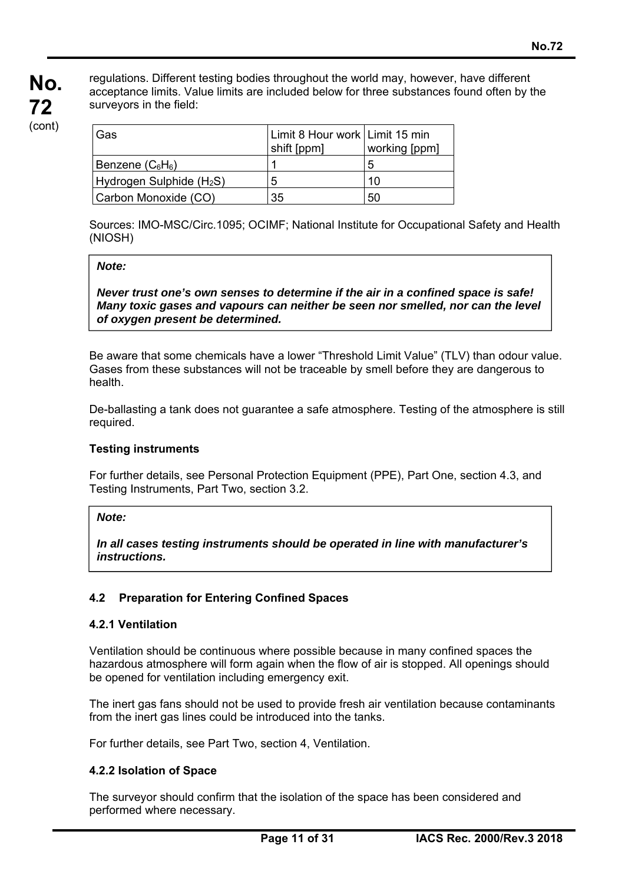regulations. Different testing bodies throughout the world may, however, have different acceptance limits. Value limits are included below for three substances found often by the surveyors in the field:

| Gas | Limit 8 Hour work shift [ppm] | Limit 15 min working [ppm] |
|---|---|---|
| Benzene ($C_6H_6$) | 1 | 5 |
| Hydrogen Sulphide ($H_2S$) | 5 | 10 |
| Carbon Monoxide (CO) | 35 | 50 |

Sources: IMO-MSC/Circ.1095; OCIMF; National Institute for Occupational Safety and Health (NIOSH)

> ***Note:***
>
> ***Never trust one's own senses to determine if the air in a confined space is safe! Many toxic gases and vapours can neither be seen nor smelled, nor can the level of oxygen present be determined.***

Be aware that some chemicals have a lower "Threshold Limit Value" (TLV) than odour value. Gases from these substances will not be traceable by smell before they are dangerous to health.

De-ballasting a tank does not guarantee a safe atmosphere. Testing of the atmosphere is still required.

**Testing instruments**

For further details, see Personal Protection Equipment (PPE), Part One, section 4.3, and Testing Instruments, Part Two, section 3.2.

> ***Note:***
>
> ***In all cases testing instruments should be operated in line with manufacturer's instructions.***

### 4.2 Preparation for Entering Confined Spaces

#### 4.2.1 Ventilation

Ventilation should be continuous where possible because in many confined spaces the hazardous atmosphere will form again when the flow of air is stopped. All openings should be opened for ventilation including emergency exit.

The inert gas fans should not be used to provide fresh air ventilation because contaminants from the inert gas lines could be introduced into the tanks.

For further details, see Part Two, section 4, Ventilation.

#### 4.2.2 Isolation of Space

The surveyor should confirm that the isolation of the space has been considered and performed where necessary.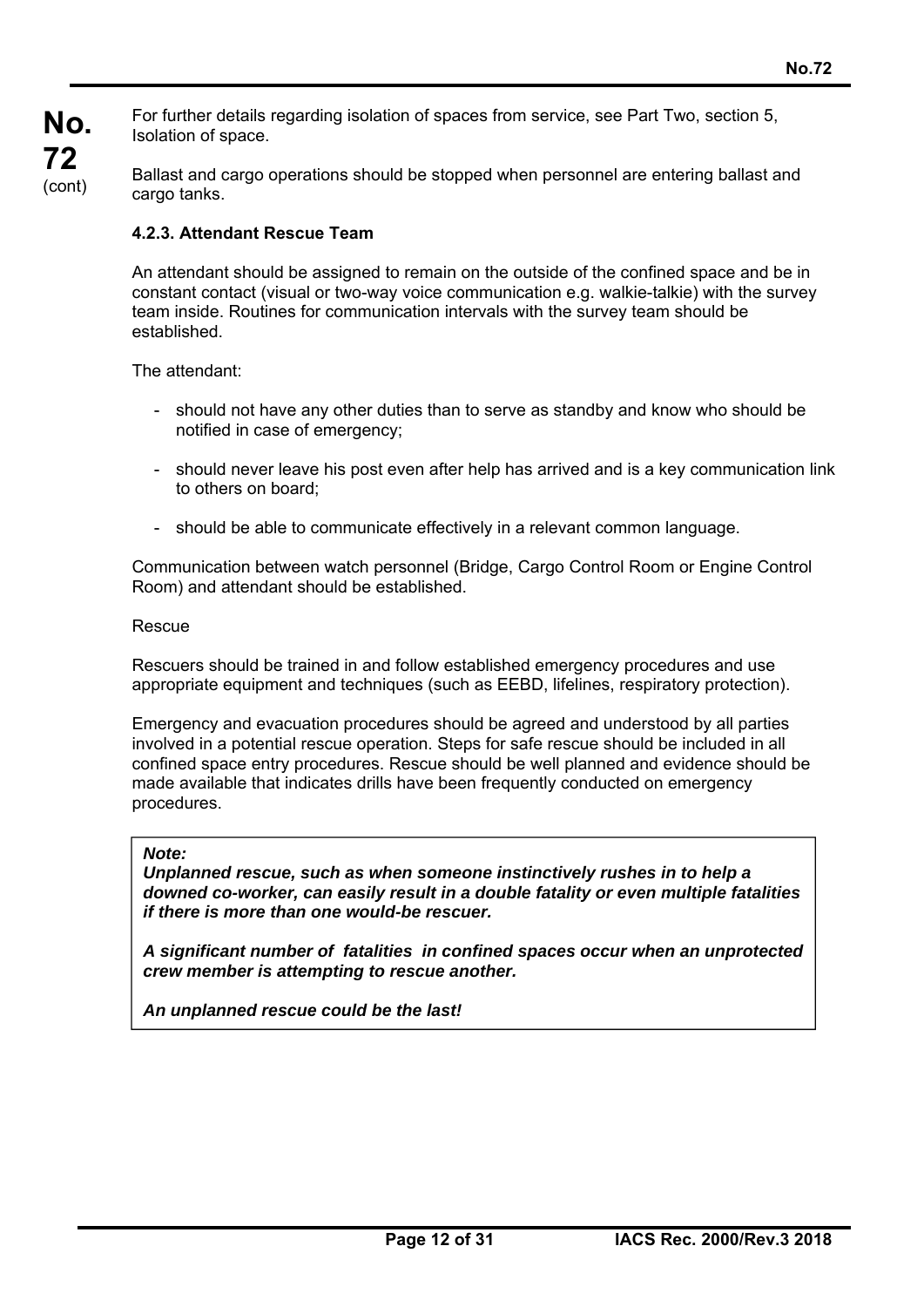For further details regarding isolation of spaces from service, see Part Two, section 5, Isolation of space.

Ballast and cargo operations should be stopped when personnel are entering ballast and cargo tanks.

### 4.2.3. Attendant Rescue Team

An attendant should be assigned to remain on the outside of the confined space and be in constant contact (visual or two-way voice communication e.g. walkie-talkie) with the survey team inside. Routines for communication intervals with the survey team should be established.

The attendant:

- should not have any other duties than to serve as standby and know who should be notified in case of emergency;
- should never leave his post even after help has arrived and is a key communication link to others on board;
- should be able to communicate effectively in a relevant common language.

Communication between watch personnel (Bridge, Cargo Control Room or Engine Control Room) and attendant should be established.

Rescue

Rescuers should be trained in and follow established emergency procedures and use appropriate equipment and techniques (such as EEBD, lifelines, respiratory protection).

Emergency and evacuation procedures should be agreed and understood by all parties involved in a potential rescue operation. Steps for safe rescue should be included in all confined space entry procedures. Rescue should be well planned and evidence should be made available that indicates drills have been frequently conducted on emergency procedures.

> ***Note:***
>
> ***Unplanned rescue, such as when someone instinctively rushes in to help a downed co-worker, can easily result in a double fatality or even multiple fatalities if there is more than one would-be rescuer.***
>
> ***A significant number of fatalities in confined spaces occur when an unprotected crew member is attempting to rescue another.***
>
> ***An unplanned rescue could be the last!***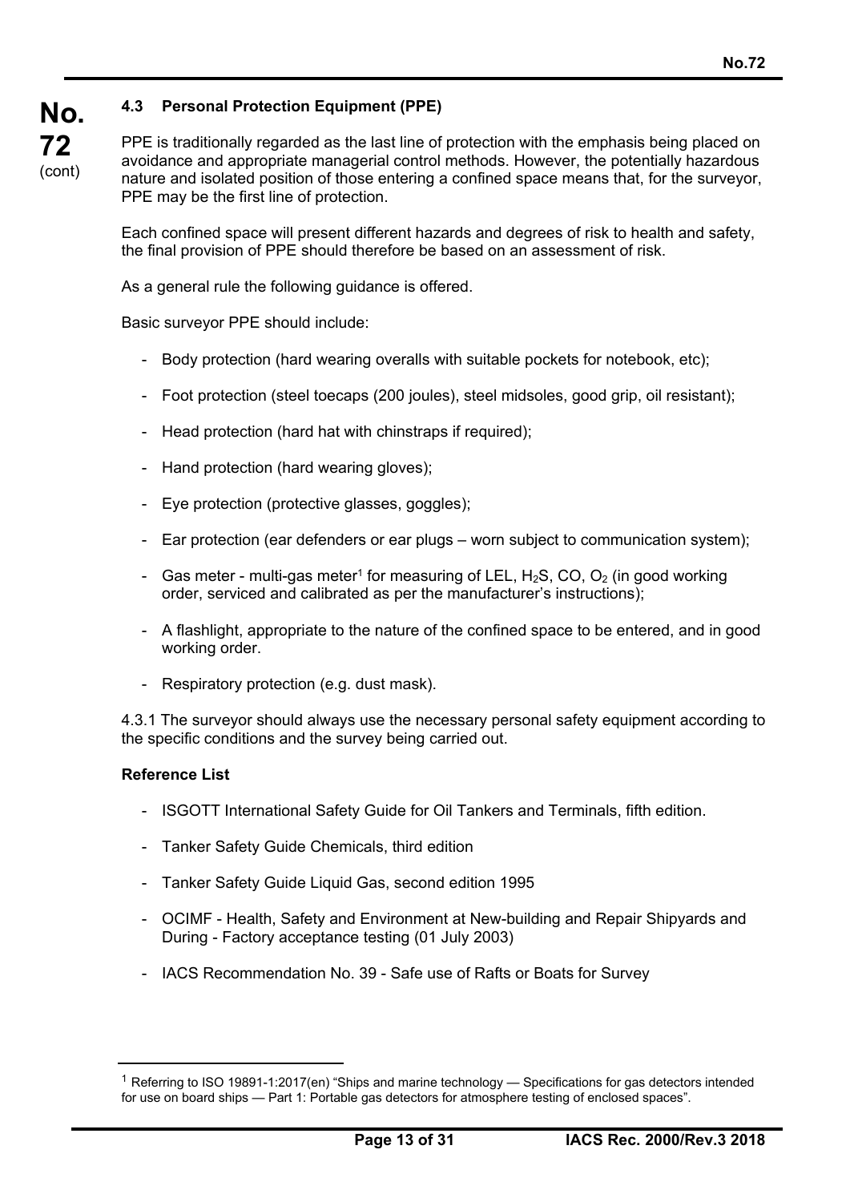### 4.3 Personal Protection Equipment (PPE)

PPE is traditionally regarded as the last line of protection with the emphasis being placed on avoidance and appropriate managerial control methods. However, the potentially hazardous nature and isolated position of those entering a confined space means that, for the surveyor, PPE may be the first line of protection.

Each confined space will present different hazards and degrees of risk to health and safety, the final provision of PPE should therefore be based on an assessment of risk.

As a general rule the following guidance is offered.

Basic surveyor PPE should include:

- Body protection (hard wearing overalls with suitable pockets for notebook, etc);
- Foot protection (steel toecaps (200 joules), steel midsoles, good grip, oil resistant);
- Head protection (hard hat with chinstraps if required);
- Hand protection (hard wearing gloves);
- Eye protection (protective glasses, goggles);
- Ear protection (ear defenders or ear plugs – worn subject to communication system);
- Gas meter - multi-gas meter[1] for measuring of LEL, $H_2S$, CO, $O_2$ (in good working order, serviced and calibrated as per the manufacturer's instructions);
- A flashlight, appropriate to the nature of the confined space to be entered, and in good working order.
- Respiratory protection (e.g. dust mask).

4.3.1 The surveyor should always use the necessary personal safety equipment according to the specific conditions and the survey being carried out.

**Reference List**

- ISGOTT International Safety Guide for Oil Tankers and Terminals, fifth edition.
- Tanker Safety Guide Chemicals, third edition
- Tanker Safety Guide Liquid Gas, second edition 1995
- OCIMF - Health, Safety and Environment at New-building and Repair Shipyards and During - Factory acceptance testing (01 July 2003)
- IACS Recommendation No. 39 - Safe use of Rafts or Boats for Survey

---

[1] Referring to ISO 19891-1:2017(en) "Ships and marine technology — Specifications for gas detectors intended for use on board ships — Part 1: Portable gas detectors for atmosphere testing of enclosed spaces".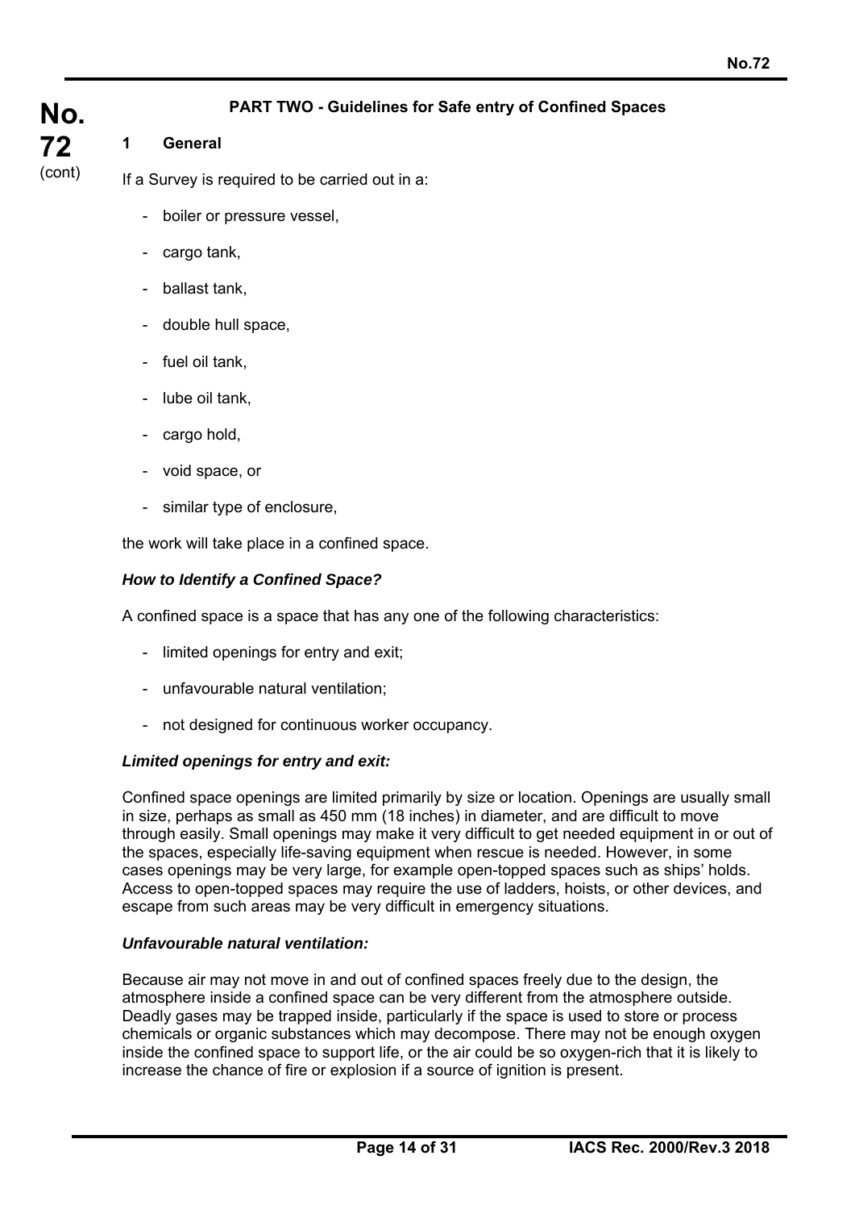## PART TWO - Guidelines for Safe entry of Confined Spaces

### 1 General

If a Survey is required to be carried out in a:

- boiler or pressure vessel,
- cargo tank,
- ballast tank,
- double hull space,
- fuel oil tank,
- lube oil tank,
- cargo hold,
- void space, or
- similar type of enclosure,

the work will take place in a confined space.

***How to Identify a Confined Space?***

A confined space is a space that has any one of the following characteristics:

- limited openings for entry and exit;
- unfavourable natural ventilation;
- not designed for continuous worker occupancy.

***Limited openings for entry and exit:***

Confined space openings are limited primarily by size or location. Openings are usually small in size, perhaps as small as 450 mm (18 inches) in diameter, and are difficult to move through easily. Small openings may make it very difficult to get needed equipment in or out of the spaces, especially life-saving equipment when rescue is needed. However, in some cases openings may be very large, for example open-topped spaces such as ships' holds. Access to open-topped spaces may require the use of ladders, hoists, or other devices, and escape from such areas may be very difficult in emergency situations.

***Unfavourable natural ventilation:***

Because air may not move in and out of confined spaces freely due to the design, the atmosphere inside a confined space can be very different from the atmosphere outside. Deadly gases may be trapped inside, particularly if the space is used to store or process chemicals or organic substances which may decompose. There may not be enough oxygen inside the confined space to support life, or the air could be so oxygen-rich that it is likely to increase the chance of fire or explosion if a source of ignition is present.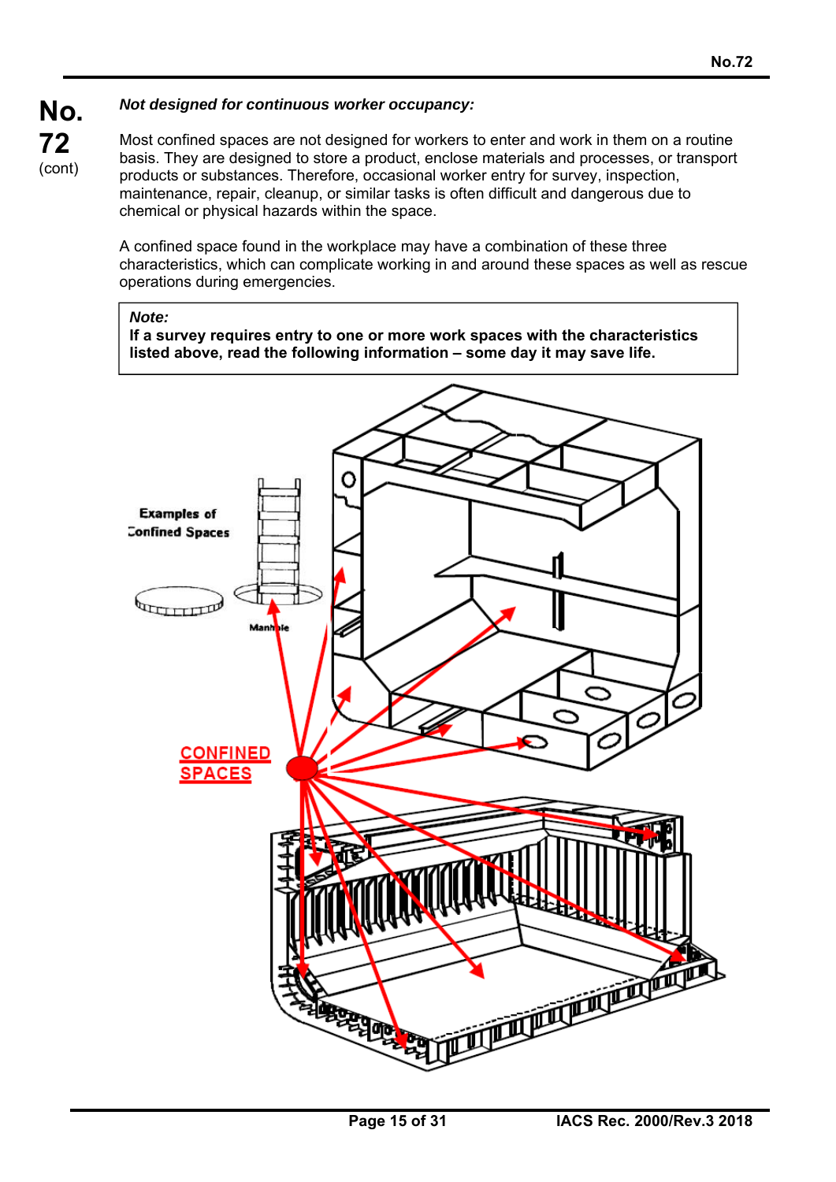*Not designed for continuous worker occupancy:*

Most confined spaces are not designed for workers to enter and work in them on a routine basis. They are designed to store a product, enclose materials and processes, or transport products or substances. Therefore, occasional worker entry for survey, inspection, maintenance, repair, cleanup, or similar tasks is often difficult and dangerous due to chemical or physical hazards within the space.

A confined space found in the workplace may have a combination of these three characteristics, which can complicate working in and around these spaces as well as rescue operations during emergencies.

> ***Note:***
> **If a survey requires entry to one or more work spaces with the characteristics listed above, read the following information – some day it may save life.**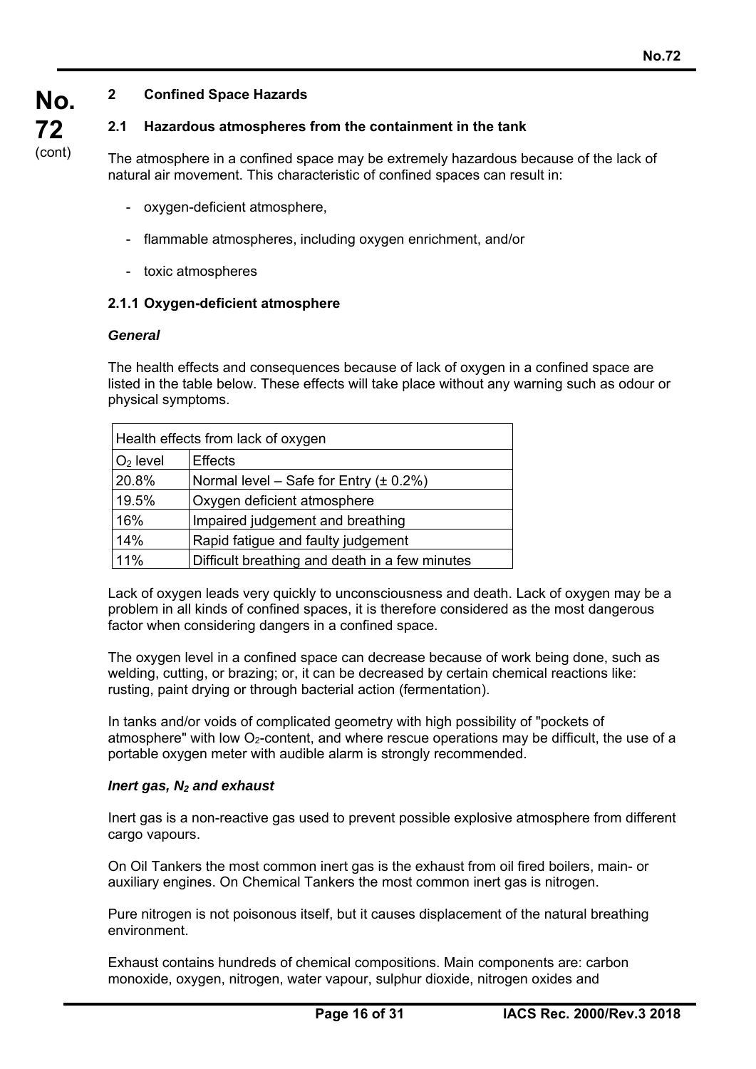## 2 Confined Space Hazards

### 2.1 Hazardous atmospheres from the containment in the tank

The atmosphere in a confined space may be extremely hazardous because of the lack of natural air movement. This characteristic of confined spaces can result in:

- oxygen-deficient atmosphere,
- flammable atmospheres, including oxygen enrichment, and/or
- toxic atmospheres

#### 2.1.1 Oxygen-deficient atmosphere

***General***

The health effects and consequences because of lack of oxygen in a confined space are listed in the table below. These effects will take place without any warning such as odour or physical symptoms.

| Health effects from lack of oxygen | |
|---|---|
| $O_2$ level | Effects |
| 20.8% | Normal level – Safe for Entry (± 0.2%) |
| 19.5% | Oxygen deficient atmosphere |
| 16% | Impaired judgement and breathing |
| 14% | Rapid fatigue and faulty judgement |
| 11% | Difficult breathing and death in a few minutes |

Lack of oxygen leads very quickly to unconsciousness and death. Lack of oxygen may be a problem in all kinds of confined spaces, it is therefore considered as the most dangerous factor when considering dangers in a confined space.

The oxygen level in a confined space can decrease because of work being done, such as welding, cutting, or brazing; or, it can be decreased by certain chemical reactions like: rusting, paint drying or through bacterial action (fermentation).

In tanks and/or voids of complicated geometry with high possibility of "pockets of atmosphere" with low $O_2$-content, and where rescue operations may be difficult, the use of a portable oxygen meter with audible alarm is strongly recommended.

***Inert gas, $N_2$ and exhaust***

Inert gas is a non-reactive gas used to prevent possible explosive atmosphere from different cargo vapours.

On Oil Tankers the most common inert gas is the exhaust from oil fired boilers, main- or auxiliary engines. On Chemical Tankers the most common inert gas is nitrogen.

Pure nitrogen is not poisonous itself, but it causes displacement of the natural breathing environment.

Exhaust contains hundreds of chemical compositions. Main components are: carbon monoxide, oxygen, nitrogen, water vapour, sulphur dioxide, nitrogen oxides and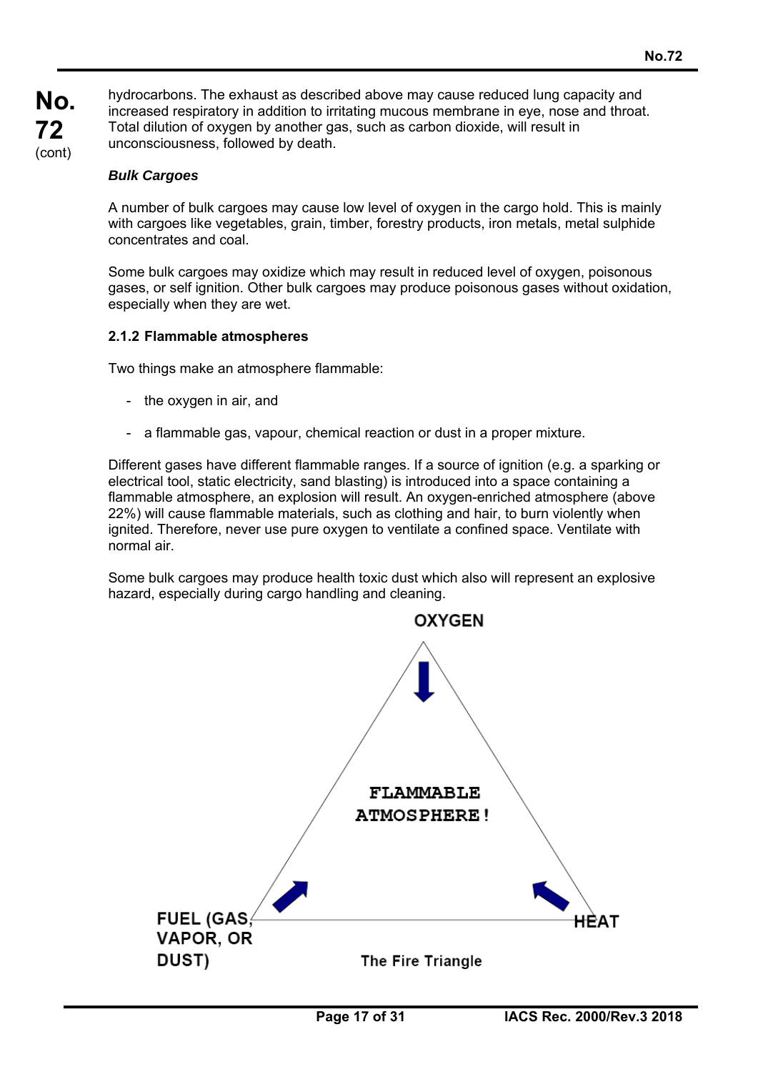hydrocarbons. The exhaust as described above may cause reduced lung capacity and increased respiratory in addition to irritating mucous membrane in eye, nose and throat. Total dilution of oxygen by another gas, such as carbon dioxide, will result in unconsciousness, followed by death.

***Bulk Cargoes***

A number of bulk cargoes may cause low level of oxygen in the cargo hold. This is mainly with cargoes like vegetables, grain, timber, forestry products, iron metals, metal sulphide concentrates and coal.

Some bulk cargoes may oxidize which may result in reduced level of oxygen, poisonous gases, or self ignition. Other bulk cargoes may produce poisonous gases without oxidation, especially when they are wet.

**2.1.2 Flammable atmospheres**

Two things make an atmosphere flammable:

- the oxygen in air, and
- a flammable gas, vapour, chemical reaction or dust in a proper mixture.

Different gases have different flammable ranges. If a source of ignition (e.g. a sparking or electrical tool, static electricity, sand blasting) is introduced into a space containing a flammable atmosphere, an explosion will result. An oxygen-enriched atmosphere (above 22%) will cause flammable materials, such as clothing and hair, to burn violently when ignited. Therefore, never use pure oxygen to ventilate a confined space. Ventilate with normal air.

Some bulk cargoes may produce health toxic dust which also will represent an explosive hazard, especially during cargo handling and cleaning.

OXYGEN

FLAMMABLE ATMOSPHERE!

FUEL (GAS, VAPOR, OR DUST)

HEAT

The Fire Triangle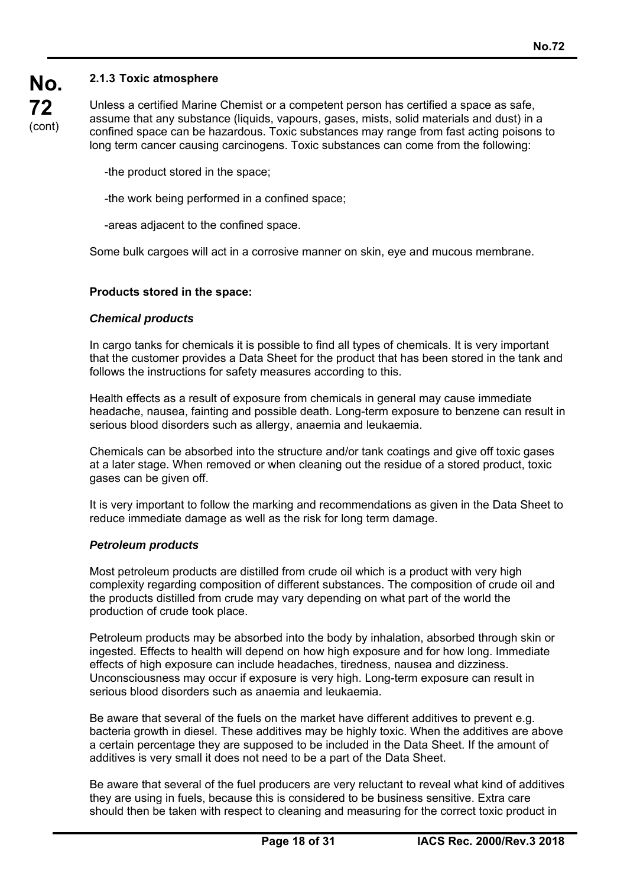### 2.1.3 Toxic atmosphere

Unless a certified Marine Chemist or a competent person has certified a space as safe, assume that any substance (liquids, vapours, gases, mists, solid materials and dust) in a confined space can be hazardous. Toxic substances may range from fast acting poisons to long term cancer causing carcinogens. Toxic substances can come from the following:

- the product stored in the space;
- the work being performed in a confined space;
- areas adjacent to the confined space.

Some bulk cargoes will act in a corrosive manner on skin, eye and mucous membrane.

**Products stored in the space:**

***Chemical products***

In cargo tanks for chemicals it is possible to find all types of chemicals. It is very important that the customer provides a Data Sheet for the product that has been stored in the tank and follows the instructions for safety measures according to this.

Health effects as a result of exposure from chemicals in general may cause immediate headache, nausea, fainting and possible death. Long-term exposure to benzene can result in serious blood disorders such as allergy, anaemia and leukaemia.

Chemicals can be absorbed into the structure and/or tank coatings and give off toxic gases at a later stage. When removed or when cleaning out the residue of a stored product, toxic gases can be given off.

It is very important to follow the marking and recommendations as given in the Data Sheet to reduce immediate damage as well as the risk for long term damage.

***Petroleum products***

Most petroleum products are distilled from crude oil which is a product with very high complexity regarding composition of different substances. The composition of crude oil and the products distilled from crude may vary depending on what part of the world the production of crude took place.

Petroleum products may be absorbed into the body by inhalation, absorbed through skin or ingested. Effects to health will depend on how high exposure and for how long. Immediate effects of high exposure can include headaches, tiredness, nausea and dizziness. Unconsciousness may occur if exposure is very high. Long-term exposure can result in serious blood disorders such as anaemia and leukaemia.

Be aware that several of the fuels on the market have different additives to prevent e.g. bacteria growth in diesel. These additives may be highly toxic. When the additives are above a certain percentage they are supposed to be included in the Data Sheet. If the amount of additives is very small it does not need to be a part of the Data Sheet.

Be aware that several of the fuel producers are very reluctant to reveal what kind of additives they are using in fuels, because this is considered to be business sensitive. Extra care should then be taken with respect to cleaning and measuring for the correct toxic product in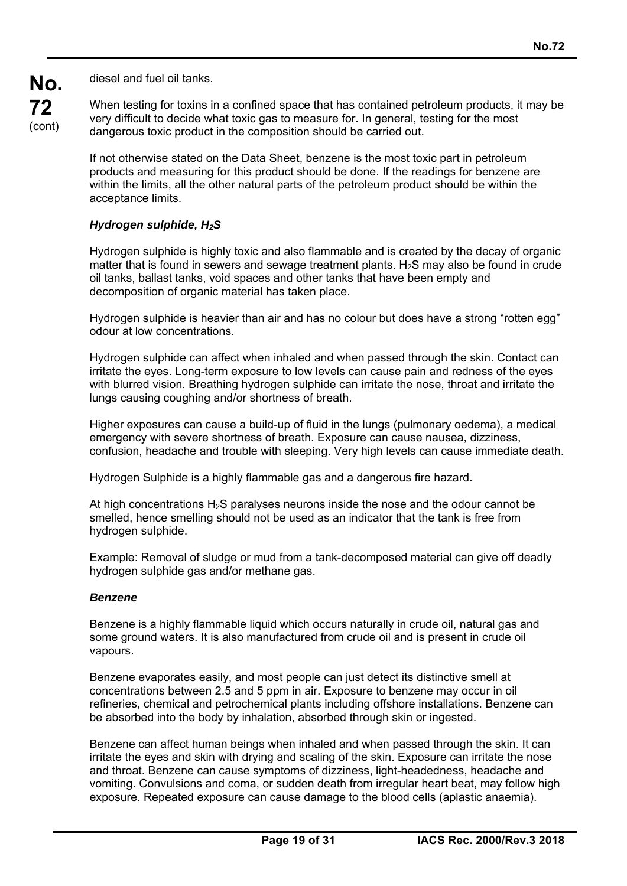diesel and fuel oil tanks.

When testing for toxins in a confined space that has contained petroleum products, it may be very difficult to decide what toxic gas to measure for. In general, testing for the most dangerous toxic product in the composition should be carried out.

If not otherwise stated on the Data Sheet, benzene is the most toxic part in petroleum products and measuring for this product should be done. If the readings for benzene are within the limits, all the other natural parts of the petroleum product should be within the acceptance limits.

***Hydrogen sulphide, $H_2S$***

Hydrogen sulphide is highly toxic and also flammable and is created by the decay of organic matter that is found in sewers and sewage treatment plants. $H_2S$ may also be found in crude oil tanks, ballast tanks, void spaces and other tanks that have been empty and decomposition of organic material has taken place.

Hydrogen sulphide is heavier than air and has no colour but does have a strong "rotten egg" odour at low concentrations.

Hydrogen sulphide can affect when inhaled and when passed through the skin. Contact can irritate the eyes. Long-term exposure to low levels can cause pain and redness of the eyes with blurred vision. Breathing hydrogen sulphide can irritate the nose, throat and irritate the lungs causing coughing and/or shortness of breath.

Higher exposures can cause a build-up of fluid in the lungs (pulmonary oedema), a medical emergency with severe shortness of breath. Exposure can cause nausea, dizziness, confusion, headache and trouble with sleeping. Very high levels can cause immediate death.

Hydrogen Sulphide is a highly flammable gas and a dangerous fire hazard.

At high concentrations $H_2S$ paralyses neurons inside the nose and the odour cannot be smelled, hence smelling should not be used as an indicator that the tank is free from hydrogen sulphide.

Example: Removal of sludge or mud from a tank-decomposed material can give off deadly hydrogen sulphide gas and/or methane gas.

***Benzene***

Benzene is a highly flammable liquid which occurs naturally in crude oil, natural gas and some ground waters. It is also manufactured from crude oil and is present in crude oil vapours.

Benzene evaporates easily, and most people can just detect its distinctive smell at concentrations between 2.5 and 5 ppm in air. Exposure to benzene may occur in oil refineries, chemical and petrochemical plants including offshore installations. Benzene can be absorbed into the body by inhalation, absorbed through skin or ingested.

Benzene can affect human beings when inhaled and when passed through the skin. It can irritate the eyes and skin with drying and scaling of the skin. Exposure can irritate the nose and throat. Benzene can cause symptoms of dizziness, light-headedness, headache and vomiting. Convulsions and coma, or sudden death from irregular heart beat, may follow high exposure. Repeated exposure can cause damage to the blood cells (aplastic anaemia).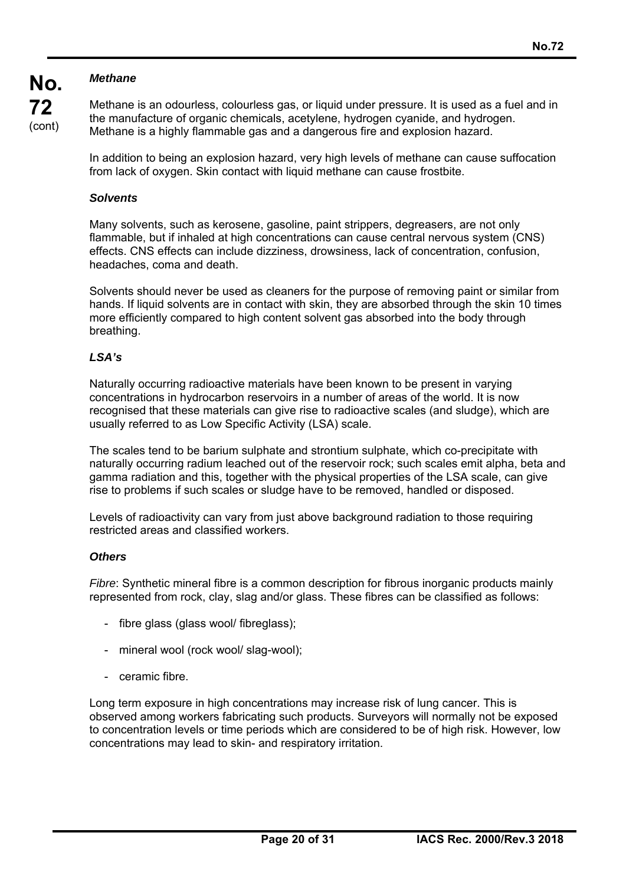### *Methane*

Methane is an odourless, colourless gas, or liquid under pressure. It is used as a fuel and in the manufacture of organic chemicals, acetylene, hydrogen cyanide, and hydrogen. Methane is a highly flammable gas and a dangerous fire and explosion hazard.

In addition to being an explosion hazard, very high levels of methane can cause suffocation from lack of oxygen. Skin contact with liquid methane can cause frostbite.

### *Solvents*

Many solvents, such as kerosene, gasoline, paint strippers, degreasers, are not only flammable, but if inhaled at high concentrations can cause central nervous system (CNS) effects. CNS effects can include dizziness, drowsiness, lack of concentration, confusion, headaches, coma and death.

Solvents should never be used as cleaners for the purpose of removing paint or similar from hands. If liquid solvents are in contact with skin, they are absorbed through the skin 10 times more efficiently compared to high content solvent gas absorbed into the body through breathing.

### *LSA's*

Naturally occurring radioactive materials have been known to be present in varying concentrations in hydrocarbon reservoirs in a number of areas of the world. It is now recognised that these materials can give rise to radioactive scales (and sludge), which are usually referred to as Low Specific Activity (LSA) scale.

The scales tend to be barium sulphate and strontium sulphate, which co-precipitate with naturally occurring radium leached out of the reservoir rock; such scales emit alpha, beta and gamma radiation and this, together with the physical properties of the LSA scale, can give rise to problems if such scales or sludge have to be removed, handled or disposed.

Levels of radioactivity can vary from just above background radiation to those requiring restricted areas and classified workers.

### *Others*

*Fibre*: Synthetic mineral fibre is a common description for fibrous inorganic products mainly represented from rock, clay, slag and/or glass. These fibres can be classified as follows:

- fibre glass (glass wool/ fibreglass);
- mineral wool (rock wool/ slag-wool);
- ceramic fibre.

Long term exposure in high concentrations may increase risk of lung cancer. This is observed among workers fabricating such products. Surveyors will normally not be exposed to concentration levels or time periods which are considered to be of high risk. However, low concentrations may lead to skin- and respiratory irritation.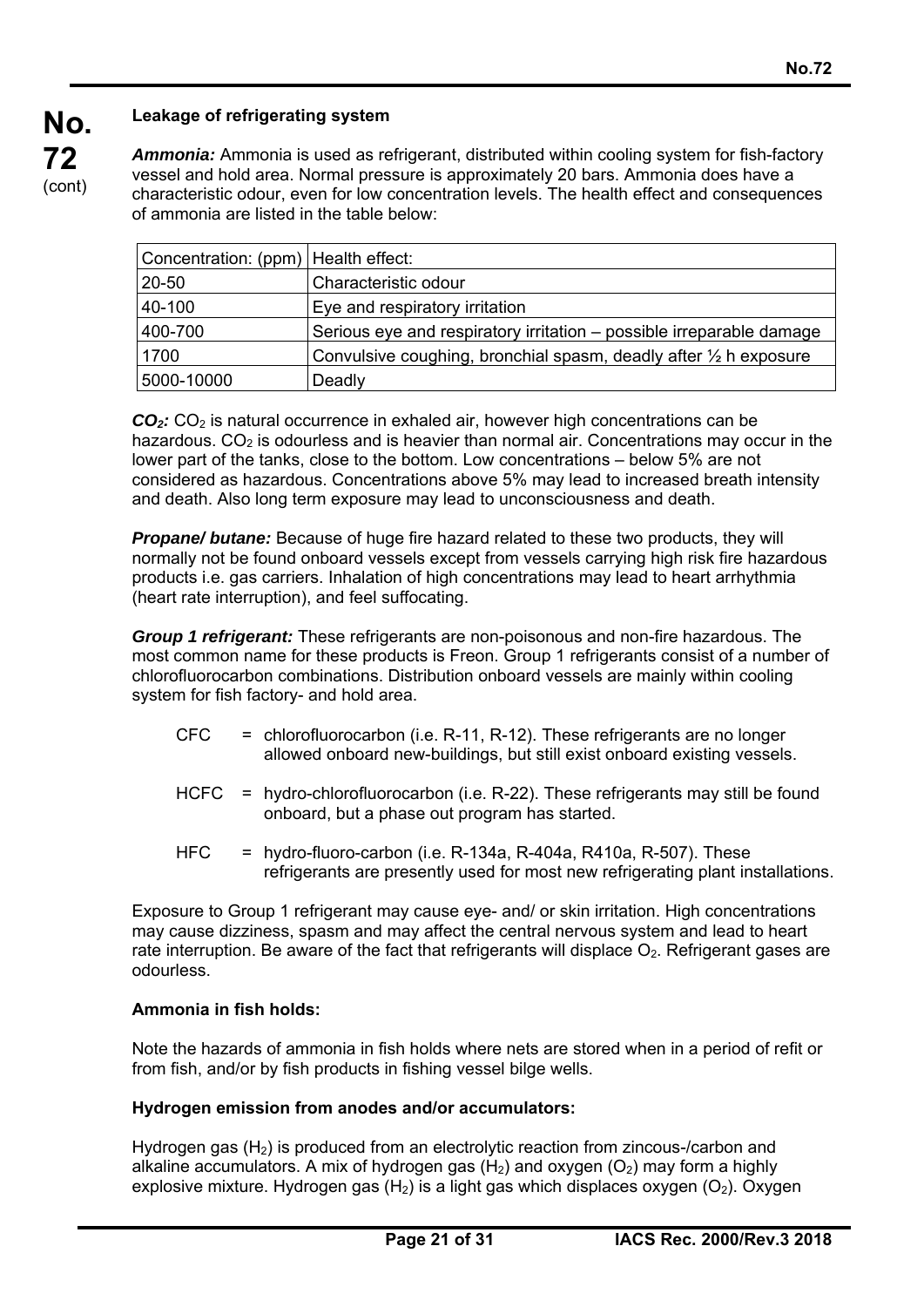**Leakage of refrigerating system**

***Ammonia:*** Ammonia is used as refrigerant, distributed within cooling system for fish-factory vessel and hold area. Normal pressure is approximately 20 bars. Ammonia does have a characteristic odour, even for low concentration levels. The health effect and consequences of ammonia are listed in the table below:

| Concentration: (ppm) | Health effect: |
| --- | --- |
| 20-50 | Characteristic odour |
| 40-100 | Eye and respiratory irritation |
| 400-700 | Serious eye and respiratory irritation – possible irreparable damage |
| 1700 | Convulsive coughing, bronchial spasm, deadly after ½ h exposure |
| 5000-10000 | Deadly |

***$CO_2$:*** $CO_2$ is natural occurrence in exhaled air, however high concentrations can be hazardous. $CO_2$ is odourless and is heavier than normal air. Concentrations may occur in the lower part of the tanks, close to the bottom. Low concentrations – below 5% are not considered as hazardous. Concentrations above 5% may lead to increased breath intensity and death. Also long term exposure may lead to unconsciousness and death.

***Propane/ butane:*** Because of huge fire hazard related to these two products, they will normally not be found onboard vessels except from vessels carrying high risk fire hazardous products i.e. gas carriers. Inhalation of high concentrations may lead to heart arrhythmia (heart rate interruption), and feel suffocating.

***Group 1 refrigerant:*** These refrigerants are non-poisonous and non-fire hazardous. The most common name for these products is Freon. Group 1 refrigerants consist of a number of chlorofluorocarbon combinations. Distribution onboard vessels are mainly within cooling system for fish factory- and hold area.

- CFC = chlorofluorocarbon (i.e. R-11, R-12). These refrigerants are no longer allowed onboard new-buildings, but still exist onboard existing vessels.
- HCFC = hydro-chlorofluorocarbon (i.e. R-22). These refrigerants may still be found onboard, but a phase out program has started.
- HFC = hydro-fluoro-carbon (i.e. R-134a, R-404a, R410a, R-507). These refrigerants are presently used for most new refrigerating plant installations.

Exposure to Group 1 refrigerant may cause eye- and/ or skin irritation. High concentrations may cause dizziness, spasm and may affect the central nervous system and lead to heart rate interruption. Be aware of the fact that refrigerants will displace $O_2$. Refrigerant gases are odourless.

**Ammonia in fish holds:**

Note the hazards of ammonia in fish holds where nets are stored when in a period of refit or from fish, and/or by fish products in fishing vessel bilge wells.

**Hydrogen emission from anodes and/or accumulators:**

Hydrogen gas ($H_2$) is produced from an electrolytic reaction from zincous-/carbon and alkaline accumulators. A mix of hydrogen gas ($H_2$) and oxygen ($O_2$) may form a highly explosive mixture. Hydrogen gas ($H_2$) is a light gas which displaces oxygen ($O_2$). Oxygen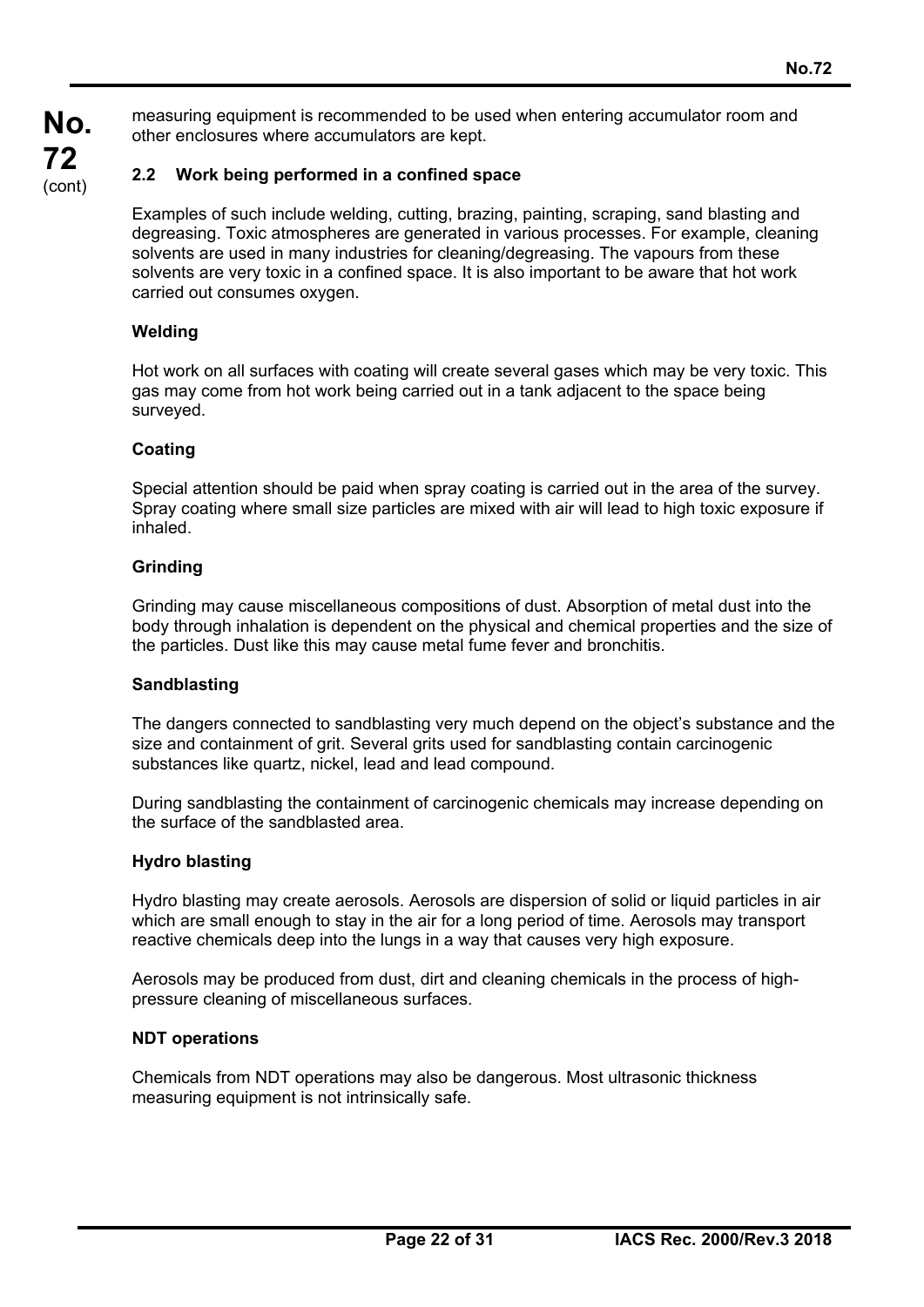measuring equipment is recommended to be used when entering accumulator room and other enclosures where accumulators are kept.

### 2.2 Work being performed in a confined space

Examples of such include welding, cutting, brazing, painting, scraping, sand blasting and degreasing. Toxic atmospheres are generated in various processes. For example, cleaning solvents are used in many industries for cleaning/degreasing. The vapours from these solvents are very toxic in a confined space. It is also important to be aware that hot work carried out consumes oxygen.

**Welding**

Hot work on all surfaces with coating will create several gases which may be very toxic. This gas may come from hot work being carried out in a tank adjacent to the space being surveyed.

**Coating**

Special attention should be paid when spray coating is carried out in the area of the survey. Spray coating where small size particles are mixed with air will lead to high toxic exposure if inhaled.

**Grinding**

Grinding may cause miscellaneous compositions of dust. Absorption of metal dust into the body through inhalation is dependent on the physical and chemical properties and the size of the particles. Dust like this may cause metal fume fever and bronchitis.

**Sandblasting**

The dangers connected to sandblasting very much depend on the object's substance and the size and containment of grit. Several grits used for sandblasting contain carcinogenic substances like quartz, nickel, lead and lead compound.

During sandblasting the containment of carcinogenic chemicals may increase depending on the surface of the sandblasted area.

**Hydro blasting**

Hydro blasting may create aerosols. Aerosols are dispersion of solid or liquid particles in air which are small enough to stay in the air for a long period of time. Aerosols may transport reactive chemicals deep into the lungs in a way that causes very high exposure.

Aerosols may be produced from dust, dirt and cleaning chemicals in the process of high-pressure cleaning of miscellaneous surfaces.

**NDT operations**

Chemicals from NDT operations may also be dangerous. Most ultrasonic thickness measuring equipment is not intrinsically safe.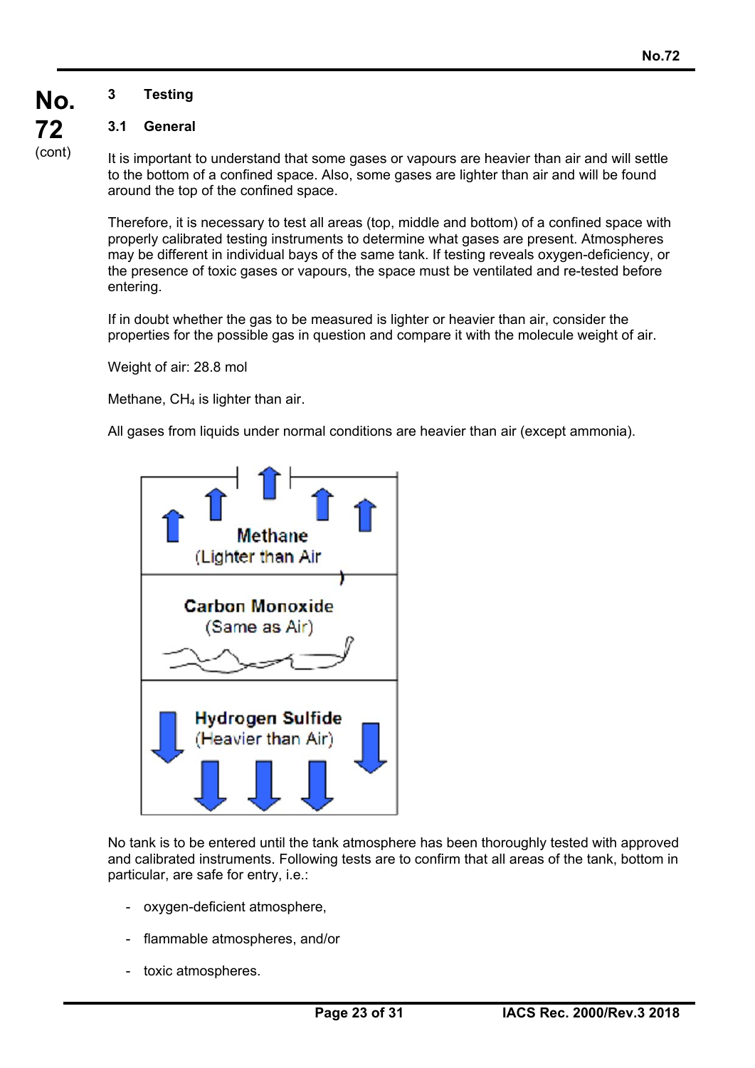## 3 Testing

### 3.1 General

It is important to understand that some gases or vapours are heavier than air and will settle to the bottom of a confined space. Also, some gases are lighter than air and will be found around the top of the confined space.

Therefore, it is necessary to test all areas (top, middle and bottom) of a confined space with properly calibrated testing instruments to determine what gases are present. Atmospheres may be different in individual bays of the same tank. If testing reveals oxygen-deficiency, or the presence of toxic gases or vapours, the space must be ventilated and re-tested before entering.

If in doubt whether the gas to be measured is lighter or heavier than air, consider the properties for the possible gas in question and compare it with the molecule weight of air.

Weight of air: 28.8 mol

Methane, $CH_4$ is lighter than air.

All gases from liquids under normal conditions are heavier than air (except ammonia).

Methane (Lighter than Air)

Carbon Monoxide (Same as Air)

Hydrogen Sulfide (Heavier than Air)

No tank is to be entered until the tank atmosphere has been thoroughly tested with approved and calibrated instruments. Following tests are to confirm that all areas of the tank, bottom in particular, are safe for entry, i.e.:

- oxygen-deficient atmosphere,
- flammable atmospheres, and/or
- toxic atmospheres.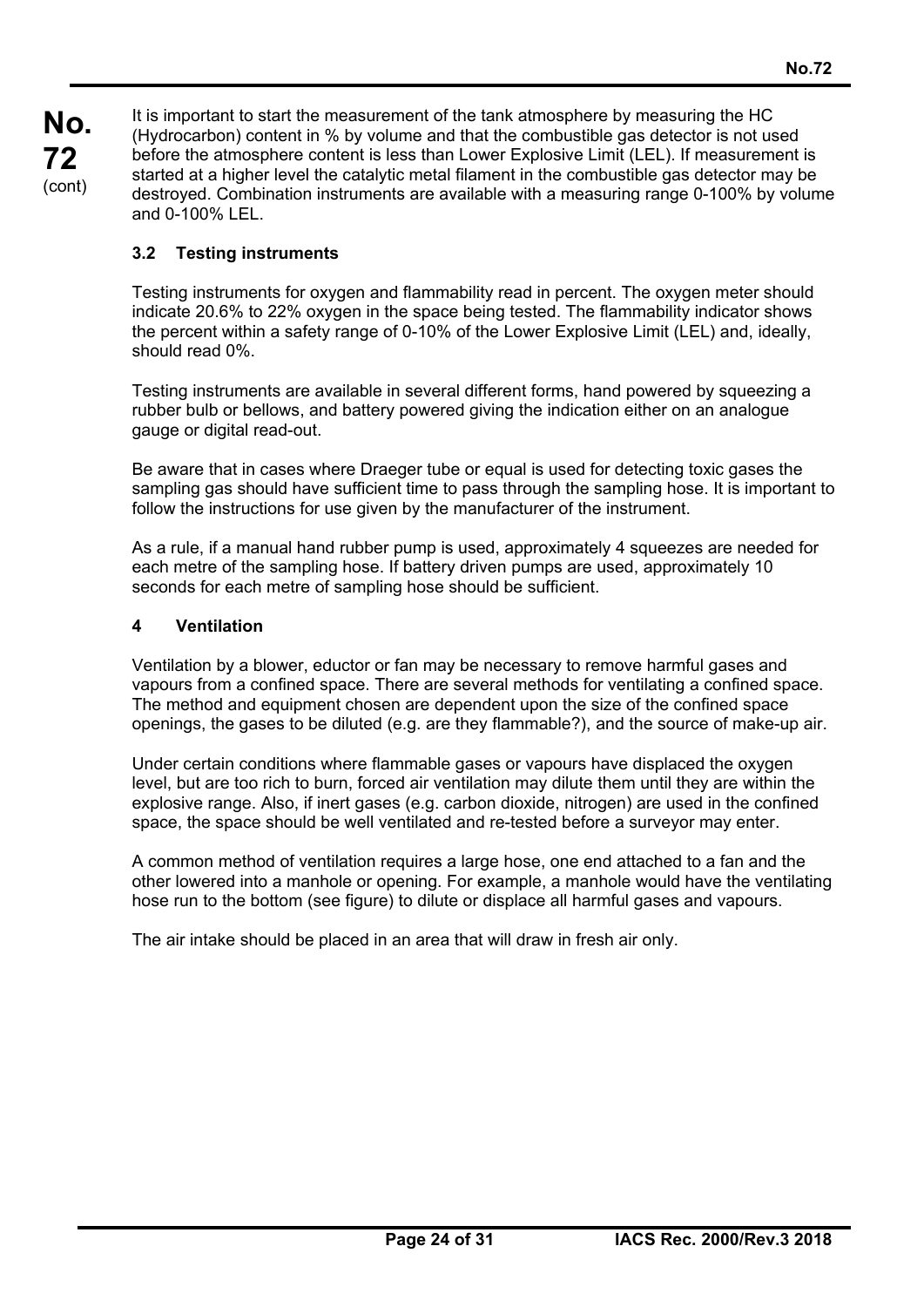It is important to start the measurement of the tank atmosphere by measuring the HC (Hydrocarbon) content in % by volume and that the combustible gas detector is not used before the atmosphere content is less than Lower Explosive Limit (LEL). If measurement is started at a higher level the catalytic metal filament in the combustible gas detector may be destroyed. Combination instruments are available with a measuring range 0-100% by volume and 0-100% LEL.

### 3.2 Testing instruments

Testing instruments for oxygen and flammability read in percent. The oxygen meter should indicate 20.6% to 22% oxygen in the space being tested. The flammability indicator shows the percent within a safety range of 0-10% of the Lower Explosive Limit (LEL) and, ideally, should read 0%.

Testing instruments are available in several different forms, hand powered by squeezing a rubber bulb or bellows, and battery powered giving the indication either on an analogue gauge or digital read-out.

Be aware that in cases where Draeger tube or equal is used for detecting toxic gases the sampling gas should have sufficient time to pass through the sampling hose. It is important to follow the instructions for use given by the manufacturer of the instrument.

As a rule, if a manual hand rubber pump is used, approximately 4 squeezes are needed for each metre of the sampling hose. If battery driven pumps are used, approximately 10 seconds for each metre of sampling hose should be sufficient.

## 4 Ventilation

Ventilation by a blower, eductor or fan may be necessary to remove harmful gases and vapours from a confined space. There are several methods for ventilating a confined space. The method and equipment chosen are dependent upon the size of the confined space openings, the gases to be diluted (e.g. are they flammable?), and the source of make-up air.

Under certain conditions where flammable gases or vapours have displaced the oxygen level, but are too rich to burn, forced air ventilation may dilute them until they are within the explosive range. Also, if inert gases (e.g. carbon dioxide, nitrogen) are used in the confined space, the space should be well ventilated and re-tested before a surveyor may enter.

A common method of ventilation requires a large hose, one end attached to a fan and the other lowered into a manhole or opening. For example, a manhole would have the ventilating hose run to the bottom (see figure) to dilute or displace all harmful gases and vapours.

The air intake should be placed in an area that will draw in fresh air only.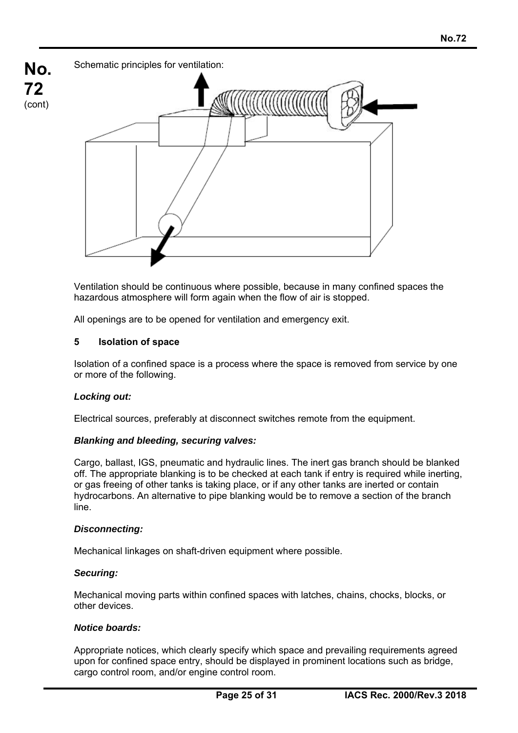Schematic principles for ventilation:

Ventilation should be continuous where possible, because in many confined spaces the hazardous atmosphere will form again when the flow of air is stopped.

All openings are to be opened for ventilation and emergency exit.

## 5 Isolation of space

Isolation of a confined space is a process where the space is removed from service by one or more of the following.

***Locking out:***

Electrical sources, preferably at disconnect switches remote from the equipment.

***Blanking and bleeding, securing valves:***

Cargo, ballast, IGS, pneumatic and hydraulic lines. The inert gas branch should be blanked off. The appropriate blanking is to be checked at each tank if entry is required while inerting, or gas freeing of other tanks is taking place, or if any other tanks are inerted or contain hydrocarbons. An alternative to pipe blanking would be to remove a section of the branch line.

***Disconnecting:***

Mechanical linkages on shaft-driven equipment where possible.

***Securing:***

Mechanical moving parts within confined spaces with latches, chains, chocks, blocks, or other devices.

***Notice boards:***

Appropriate notices, which clearly specify which space and prevailing requirements agreed upon for confined space entry, should be displayed in prominent locations such as bridge, cargo control room, and/or engine control room.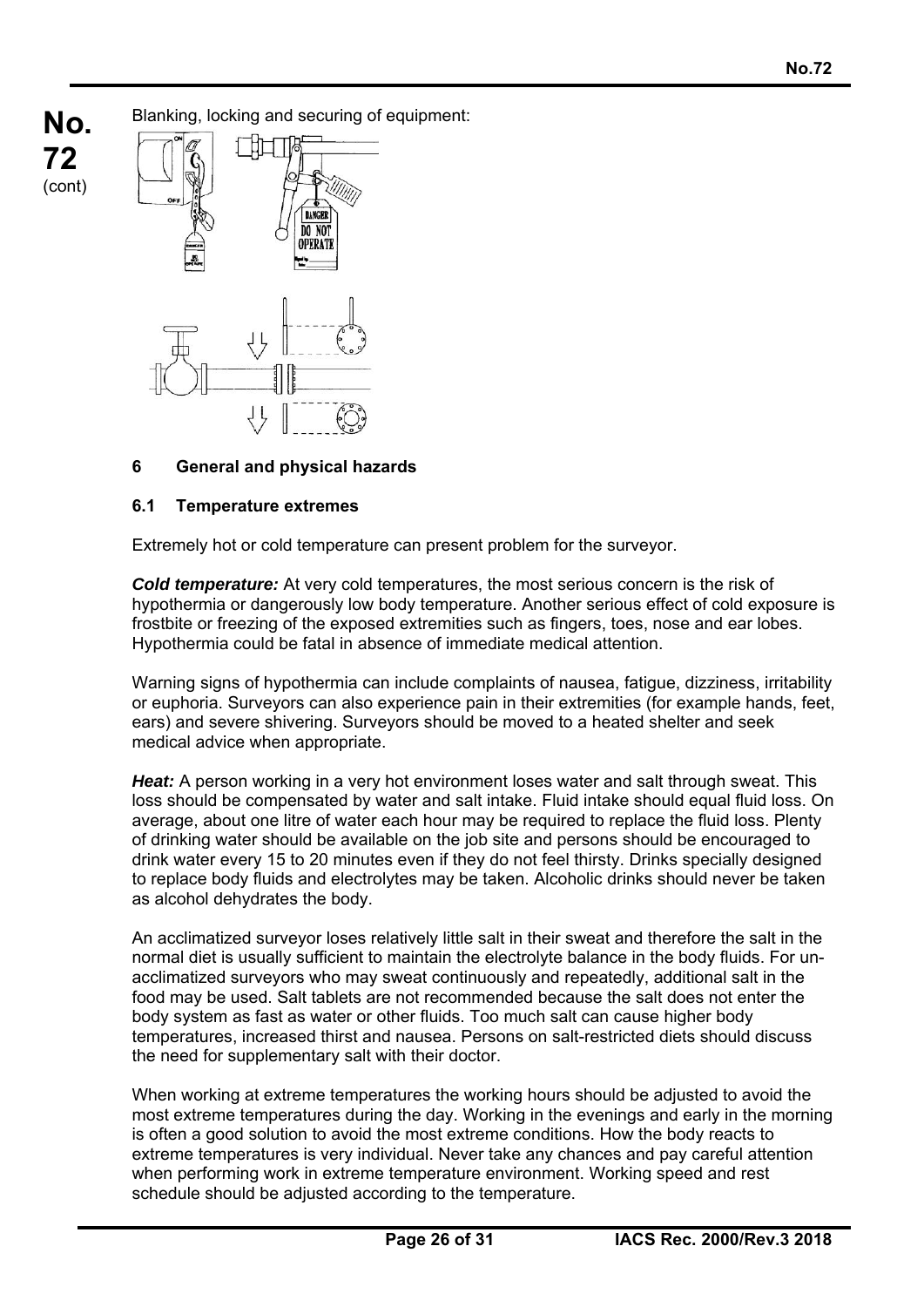Blanking, locking and securing of equipment:

## 6 General and physical hazards

### 6.1 Temperature extremes

Extremely hot or cold temperature can present problem for the surveyor.

***Cold temperature:*** At very cold temperatures, the most serious concern is the risk of hypothermia or dangerously low body temperature. Another serious effect of cold exposure is frostbite or freezing of the exposed extremities such as fingers, toes, nose and ear lobes. Hypothermia could be fatal in absence of immediate medical attention.

Warning signs of hypothermia can include complaints of nausea, fatigue, dizziness, irritability or euphoria. Surveyors can also experience pain in their extremities (for example hands, feet, ears) and severe shivering. Surveyors should be moved to a heated shelter and seek medical advice when appropriate.

***Heat:*** A person working in a very hot environment loses water and salt through sweat. This loss should be compensated by water and salt intake. Fluid intake should equal fluid loss. On average, about one litre of water each hour may be required to replace the fluid loss. Plenty of drinking water should be available on the job site and persons should be encouraged to drink water every 15 to 20 minutes even if they do not feel thirsty. Drinks specially designed to replace body fluids and electrolytes may be taken. Alcoholic drinks should never be taken as alcohol dehydrates the body.

An acclimatized surveyor loses relatively little salt in their sweat and therefore the salt in the normal diet is usually sufficient to maintain the electrolyte balance in the body fluids. For un-acclimatized surveyors who may sweat continuously and repeatedly, additional salt in the food may be used. Salt tablets are not recommended because the salt does not enter the body system as fast as water or other fluids. Too much salt can cause higher body temperatures, increased thirst and nausea. Persons on salt-restricted diets should discuss the need for supplementary salt with their doctor.

When working at extreme temperatures the working hours should be adjusted to avoid the most extreme temperatures during the day. Working in the evenings and early in the morning is often a good solution to avoid the most extreme conditions. How the body reacts to extreme temperatures is very individual. Never take any chances and pay careful attention when performing work in extreme temperature environment. Working speed and rest schedule should be adjusted according to the temperature.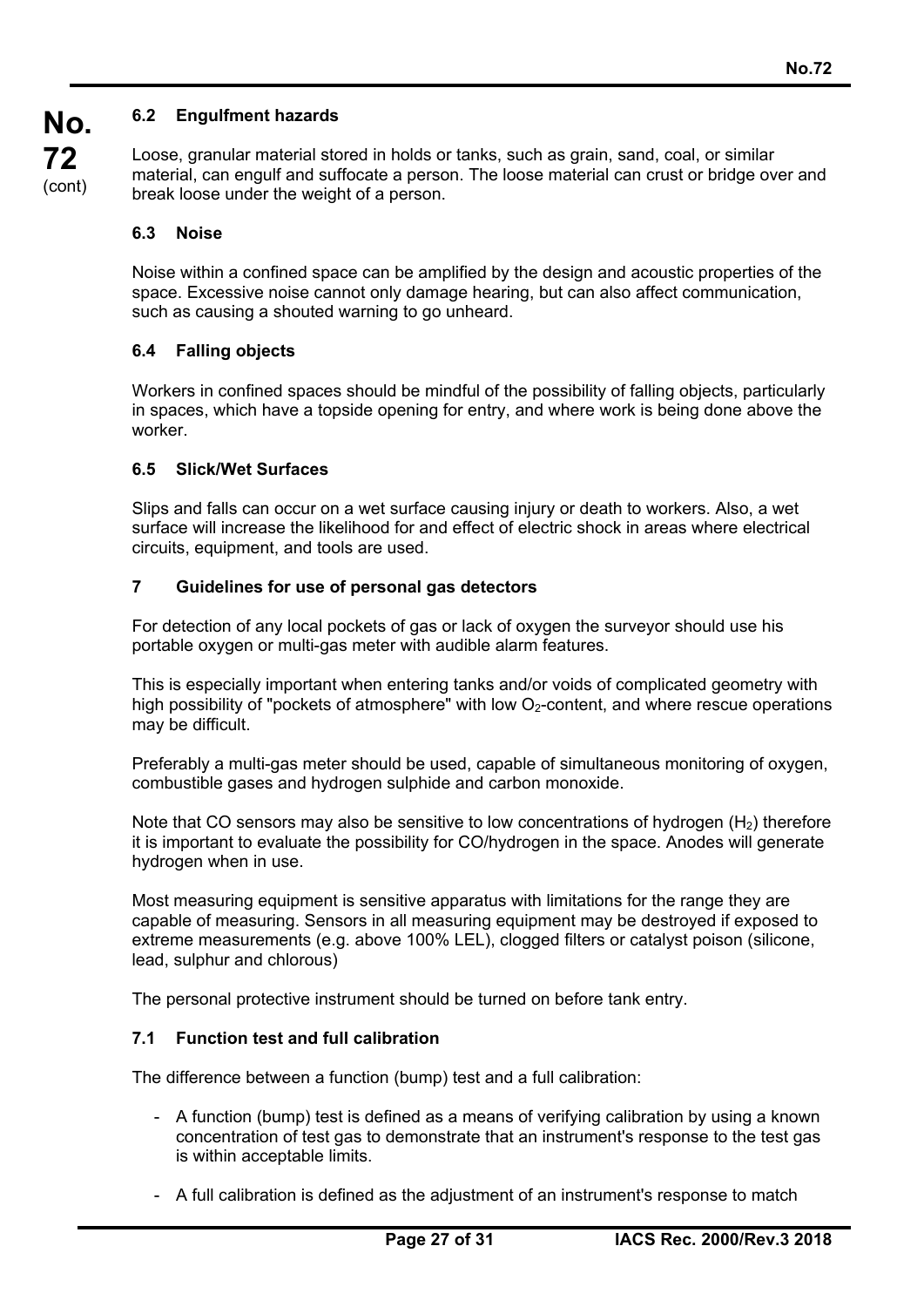### 6.2 Engulfment hazards

Loose, granular material stored in holds or tanks, such as grain, sand, coal, or similar material, can engulf and suffocate a person. The loose material can crust or bridge over and break loose under the weight of a person.

### 6.3 Noise

Noise within a confined space can be amplified by the design and acoustic properties of the space. Excessive noise cannot only damage hearing, but can also affect communication, such as causing a shouted warning to go unheard.

### 6.4 Falling objects

Workers in confined spaces should be mindful of the possibility of falling objects, particularly in spaces, which have a topside opening for entry, and where work is being done above the worker.

### 6.5 Slick/Wet Surfaces

Slips and falls can occur on a wet surface causing injury or death to workers. Also, a wet surface will increase the likelihood for and effect of electric shock in areas where electrical circuits, equipment, and tools are used.

## 7 Guidelines for use of personal gas detectors

For detection of any local pockets of gas or lack of oxygen the surveyor should use his portable oxygen or multi-gas meter with audible alarm features.

This is especially important when entering tanks and/or voids of complicated geometry with high possibility of "pockets of atmosphere" with low $O_2$-content, and where rescue operations may be difficult.

Preferably a multi-gas meter should be used, capable of simultaneous monitoring of oxygen, combustible gases and hydrogen sulphide and carbon monoxide.

Note that CO sensors may also be sensitive to low concentrations of hydrogen ($H_2$) therefore it is important to evaluate the possibility for CO/hydrogen in the space. Anodes will generate hydrogen when in use.

Most measuring equipment is sensitive apparatus with limitations for the range they are capable of measuring. Sensors in all measuring equipment may be destroyed if exposed to extreme measurements (e.g. above 100% LEL), clogged filters or catalyst poison (silicone, lead, sulphur and chlorous)

The personal protective instrument should be turned on before tank entry.

### 7.1 Function test and full calibration

The difference between a function (bump) test and a full calibration:

- A function (bump) test is defined as a means of verifying calibration by using a known concentration of test gas to demonstrate that an instrument's response to the test gas is within acceptable limits.

- A full calibration is defined as the adjustment of an instrument's response to match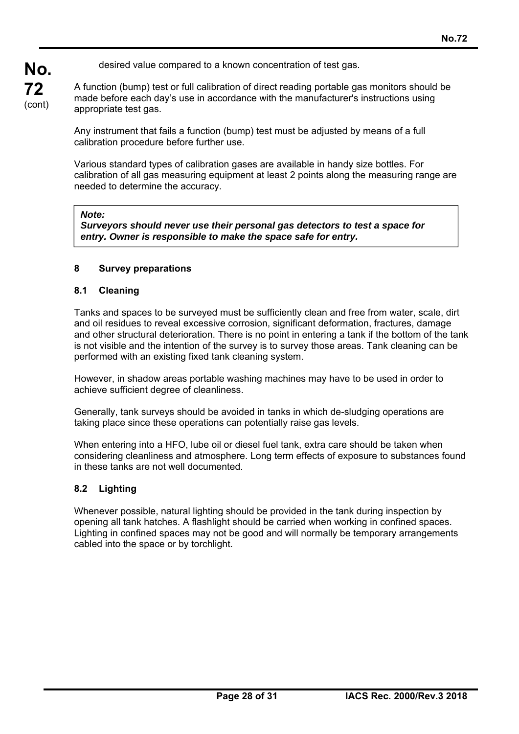desired value compared to a known concentration of test gas.

A function (bump) test or full calibration of direct reading portable gas monitors should be made before each day's use in accordance with the manufacturer's instructions using appropriate test gas.

Any instrument that fails a function (bump) test must be adjusted by means of a full calibration procedure before further use.

Various standard types of calibration gases are available in handy size bottles. For calibration of all gas measuring equipment at least 2 points along the measuring range are needed to determine the accuracy.

> ***Note:***
> ***Surveyors should never use their personal gas detectors to test a space for entry. Owner is responsible to make the space safe for entry.***

## 8 Survey preparations

### 8.1 Cleaning

Tanks and spaces to be surveyed must be sufficiently clean and free from water, scale, dirt and oil residues to reveal excessive corrosion, significant deformation, fractures, damage and other structural deterioration. There is no point in entering a tank if the bottom of the tank is not visible and the intention of the survey is to survey those areas. Tank cleaning can be performed with an existing fixed tank cleaning system.

However, in shadow areas portable washing machines may have to be used in order to achieve sufficient degree of cleanliness.

Generally, tank surveys should be avoided in tanks in which de-sludging operations are taking place since these operations can potentially raise gas levels.

When entering into a HFO, lube oil or diesel fuel tank, extra care should be taken when considering cleanliness and atmosphere. Long term effects of exposure to substances found in these tanks are not well documented.

### 8.2 Lighting

Whenever possible, natural lighting should be provided in the tank during inspection by opening all tank hatches. A flashlight should be carried when working in confined spaces. Lighting in confined spaces may not be good and will normally be temporary arrangements cabled into the space or by torchlight.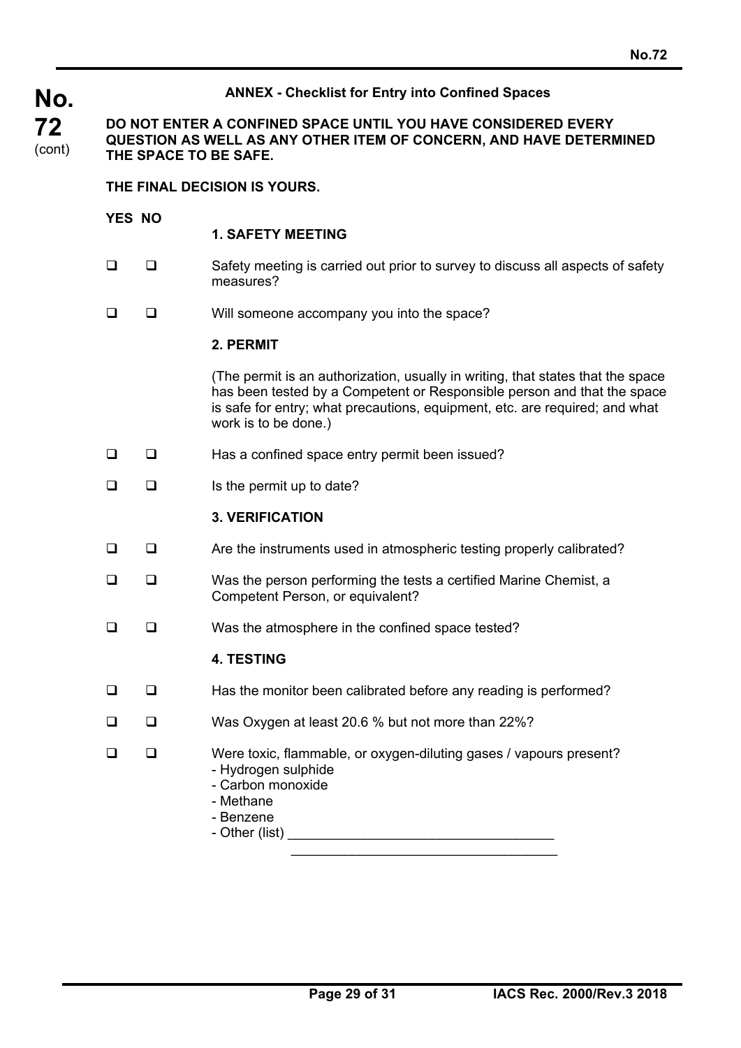## ANNEX - Checklist for Entry into Confined Spaces

**DO NOT ENTER A CONFINED SPACE UNTIL YOU HAVE CONSIDERED EVERY QUESTION AS WELL AS ANY OTHER ITEM OF CONCERN, AND HAVE DETERMINED THE SPACE TO BE SAFE.**

**THE FINAL DECISION IS YOURS.**

**YES NO**

### 1. SAFETY MEETING

- ☐ ☐ Safety meeting is carried out prior to survey to discuss all aspects of safety measures?
- ☐ ☐ Will someone accompany you into the space?

### 2. PERMIT

(The permit is an authorization, usually in writing, that states that the space has been tested by a Competent or Responsible person and that the space is safe for entry; what precautions, equipment, etc. are required; and what work is to be done.)

- ☐ ☐ Has a confined space entry permit been issued?
- ☐ ☐ Is the permit up to date?

### 3. VERIFICATION

- ☐ ☐ Are the instruments used in atmospheric testing properly calibrated?
- ☐ ☐ Was the person performing the tests a certified Marine Chemist, a Competent Person, or equivalent?
- ☐ ☐ Was the atmosphere in the confined space tested?

### 4. TESTING

- ☐ ☐ Has the monitor been calibrated before any reading is performed?
- ☐ ☐ Was Oxygen at least 20.6 % but not more than 22%?
- ☐ ☐ Were toxic, flammable, or oxygen-diluting gases / vapours present?
  - Hydrogen sulphide
  - Carbon monoxide
  - Methane
  - Benzene
  - Other (list) ___________________________________
    ___________________________________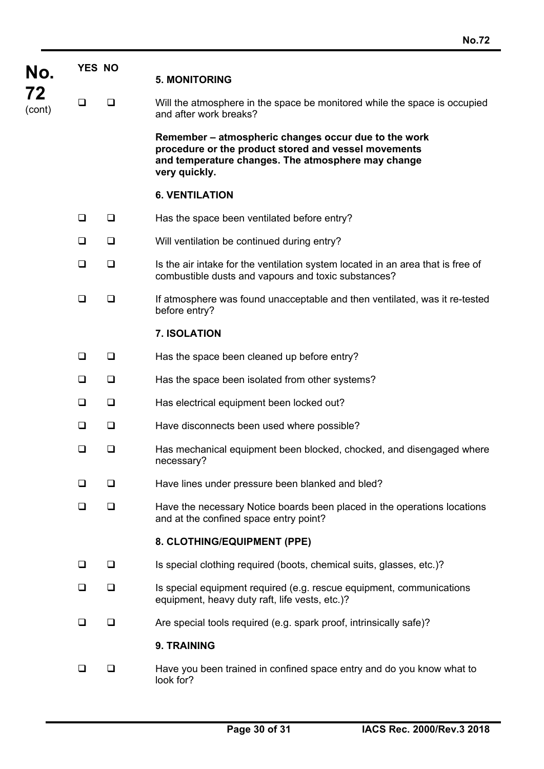| YES | NO | |
|---|---|---|
| | | **5. MONITORING** |
| ❑ | ❑ | Will the atmosphere in the space be monitored while the space is occupied and after work breaks? |
| | | **Remember – atmospheric changes occur due to the work procedure or the product stored and vessel movements and temperature changes. The atmosphere may change very quickly.** |
| | | **6. VENTILATION** |
| ❑ | ❑ | Has the space been ventilated before entry? |
| ❑ | ❑ | Will ventilation be continued during entry? |
| ❑ | ❑ | Is the air intake for the ventilation system located in an area that is free of combustible dusts and vapours and toxic substances? |
| ❑ | ❑ | If atmosphere was found unacceptable and then ventilated, was it re-tested before entry? |
| | | **7. ISOLATION** |
| ❑ | ❑ | Has the space been cleaned up before entry? |
| ❑ | ❑ | Has the space been isolated from other systems? |
| ❑ | ❑ | Has electrical equipment been locked out? |
| ❑ | ❑ | Have disconnects been used where possible? |
| ❑ | ❑ | Has mechanical equipment been blocked, chocked, and disengaged where necessary? |
| ❑ | ❑ | Have lines under pressure been blanked and bled? |
| ❑ | ❑ | Have the necessary Notice boards been placed in the operations locations and at the confined space entry point? |
| | | **8. CLOTHING/EQUIPMENT (PPE)** |
| ❑ | ❑ | Is special clothing required (boots, chemical suits, glasses, etc.)? |
| ❑ | ❑ | Is special equipment required (e.g. rescue equipment, communications equipment, heavy duty raft, life vests, etc.)? |
| ❑ | ❑ | Are special tools required (e.g. spark proof, intrinsically safe)? |
| | | **9. TRAINING** |
| ❑ | ❑ | Have you been trained in confined space entry and do you know what to look for? |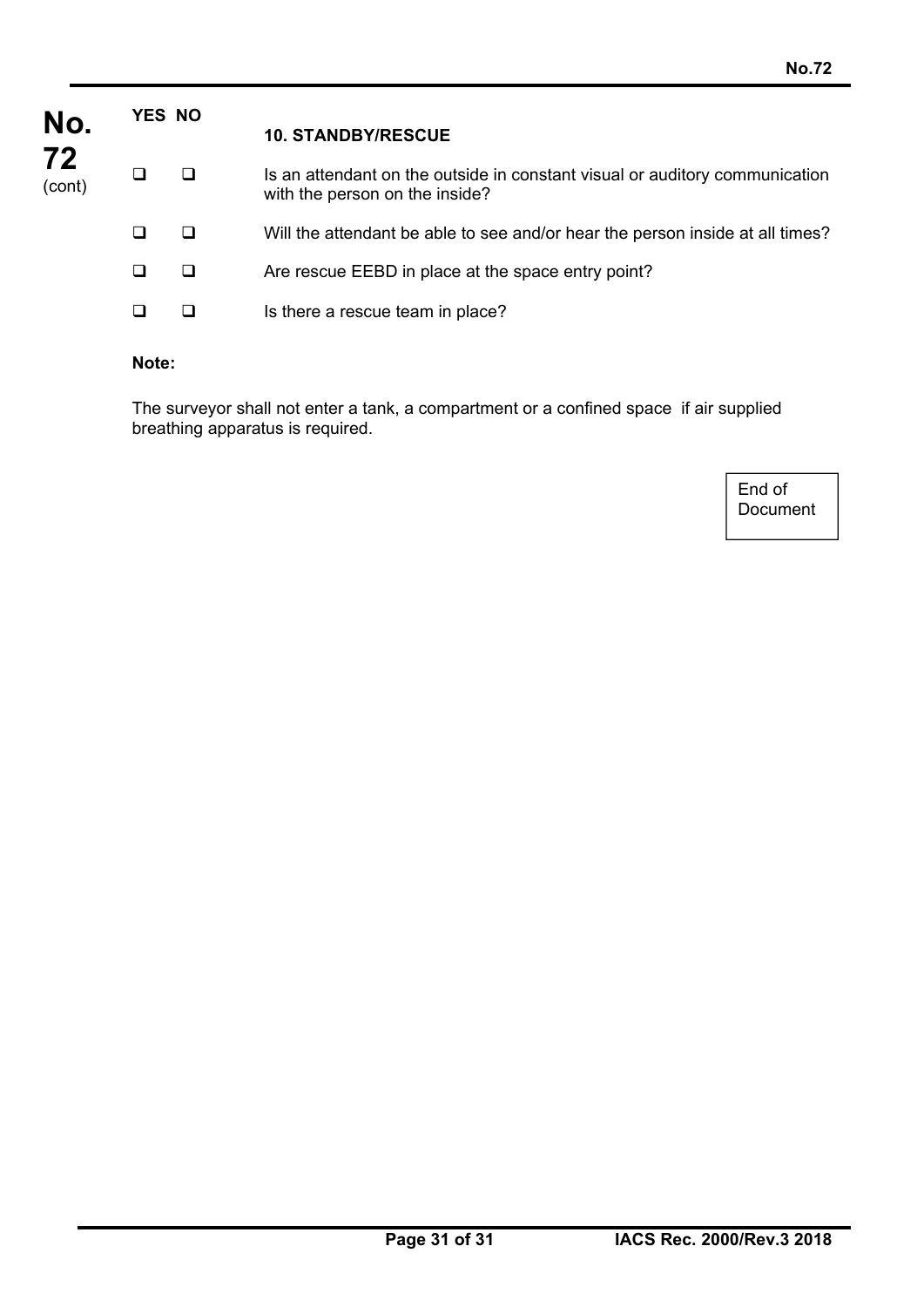**No. 72** (cont)

| YES | NO | **10. STANDBY/RESCUE** |
|---|---|---|
| ❑ | ❑ | Is an attendant on the outside in constant visual or auditory communication with the person on the inside? |
| ❑ | ❑ | Will the attendant be able to see and/or hear the person inside at all times? |
| ❑ | ❑ | Are rescue EEBD in place at the space entry point? |
| ❑ | ❑ | Is there a rescue team in place? |

**Note:**

The surveyor shall not enter a tank, a compartment or a confined space if air supplied breathing apparatus is required.

End of Document